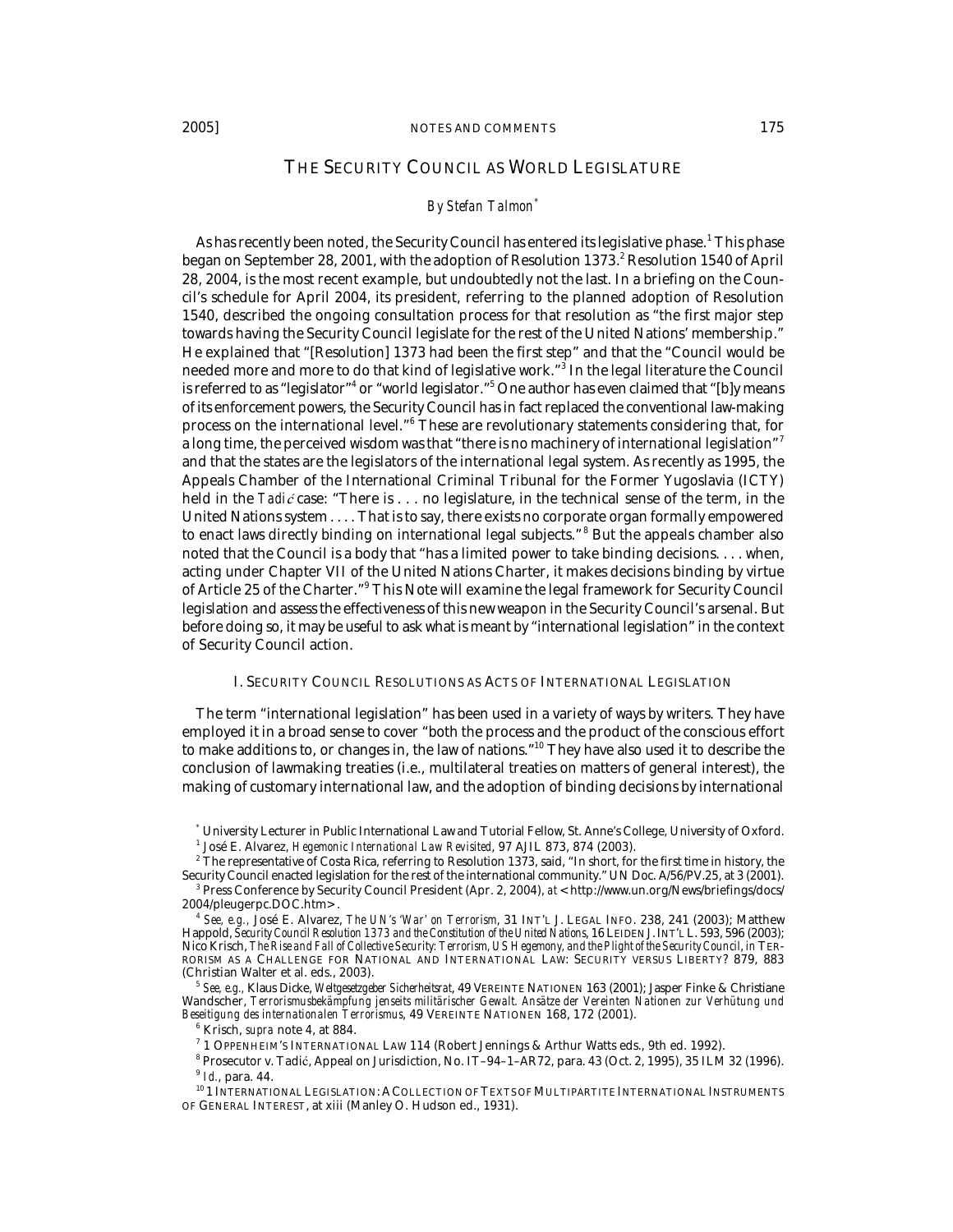# THE SECURITY COUNCIL AS WORLD LEGISLATURE

*By Stefan Talmon*[*]

As has recently been noted, the Security Council has entered its legislative phase.[1] This phase began on September 28, 2001, with the adoption of Resolution 1373.[2] Resolution 1540 of April 28, 2004, is the most recent example, but undoubtedly not the last. In a briefing on the Council's schedule for April 2004, its president, referring to the planned adoption of Resolution 1540, described the ongoing consultation process for that resolution as "the first major step towards having the Security Council legislate for the rest of the United Nations' membership." He explained that "[Resolution] 1373 had been the first step" and that the "Council would be needed more and more to do that kind of legislative work."[3] In the legal literature the Council is referred to as "legislator"[4] or "world legislator."[5] One author has even claimed that "[b]y means of its enforcement powers, the Security Council has in fact replaced the conventional law-making process on the international level."[6] These are revolutionary statements considering that, for a long time, the perceived wisdom was that "there is no machinery of international legislation"[7] and that the states are the legislators of the international legal system. As recently as 1995, the Appeals Chamber of the International Criminal Tribunal for the Former Yugoslavia (ICTY) held in the *Tadić* case: "There is . . . no legislature, in the technical sense of the term, in the United Nations system . . . . That is to say, there exists no corporate organ formally empowered to enact laws directly binding on international legal subjects."[8] But the appeals chamber also noted that the Council is a body that "has a limited power to take binding decisions. . . . when, acting under Chapter VII of the United Nations Charter, it makes decisions binding by virtue of Article 25 of the Charter."[9] This Note will examine the legal framework for Security Council legislation and assess the effectiveness of this new weapon in the Security Council's arsenal. But before doing so, it may be useful to ask what is meant by "international legislation" in the context of Security Council action.

## I. SECURITY COUNCIL RESOLUTIONS AS ACTS OF INTERNATIONAL LEGISLATION

The term "international legislation" has been used in a variety of ways by writers. They have employed it in a broad sense to cover "both the process and the product of the conscious effort to make additions to, or changes in, the law of nations."[10] They have also used it to describe the conclusion of lawmaking treaties (i.e., multilateral treaties on matters of general interest), the making of customary international law, and the adoption of binding decisions by international

---

[*] University Lecturer in Public International Law and Tutorial Fellow, St. Anne's College, University of Oxford.

[1] José E. Alvarez, *Hegemonic International Law Revisited*, 97 AJIL 873, 874 (2003).

[2] The representative of Costa Rica, referring to Resolution 1373, said, "In short, for the first time in history, the Security Council enacted legislation for the rest of the international community." UN Doc. A/56/PV.25, at 3 (2001).

[3] Press Conference by Security Council President (Apr. 2, 2004), *at* <http://www.un.org/News/briefings/docs/2004/pleugerpc.DOC.htm>.

[4] *See, e.g.*, José E. Alvarez, *The UN's 'War' on Terrorism*, 31 INT'L J. LEGAL INFO. 238, 241 (2003); Matthew Happold, *Security Council Resolution 1373 and the Constitution of the United Nations*, 16 LEIDEN J. INT'L L. 593, 596 (2003); Nico Krisch, *The Rise and Fall of Collective Security: Terrorism, US Hegemony, and the Plight of the Security Council*, in TERRORISM AS A CHALLENGE FOR NATIONAL AND INTERNATIONAL LAW: SECURITY VERSUS LIBERTY? 879, 883 (Christian Walter et al. eds., 2003).

[5] *See, e.g.*, Klaus Dicke, *Weltgesetzgeber Sicherheitsrat*, 49 VEREINTE NATIONEN 163 (2001); Jasper Finke & Christiane Wandscher, *Terrorismusbekämpfung jenseits militärischer Gewalt. Ansätze der Vereinten Nationen zur Verhütung und Beseitigung des internationalen Terrorismus*, 49 VEREINTE NATIONEN 168, 172 (2001).

[6] Krisch, *supra* note 4, at 884.

[7] 1 OPPENHEIM'S INTERNATIONAL LAW 114 (Robert Jennings & Arthur Watts eds., 9th ed. 1992).

[8] Prosecutor v. Tadić, Appeal on Jurisdiction, No. IT–94–1–AR72, para. 43 (Oct. 2, 1995), 35 ILM 32 (1996).

[9] *Id.*, para. 44.

[10] 1 INTERNATIONAL LEGISLATION: A COLLECTION OF TEXTS OF MULTIPARTITE INTERNATIONAL INSTRUMENTS OF GENERAL INTEREST, at xiii (Manley O. Hudson ed., 1931).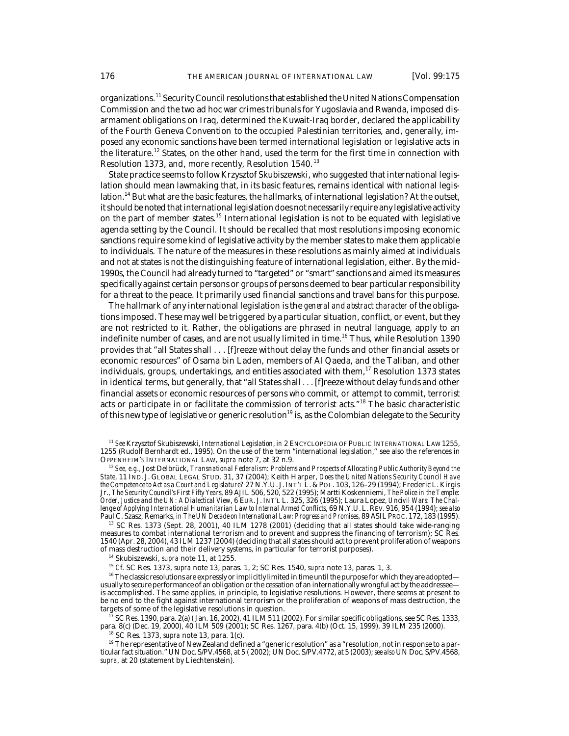organizations.[11] Security Council resolutions that established the United Nations Compensation Commission and the two ad hoc war crimes tribunals for Yugoslavia and Rwanda, imposed disarmament obligations on Iraq, determined the Kuwait-Iraq border, declared the applicability of the Fourth Geneva Convention to the occupied Palestinian territories, and, generally, imposed any economic sanctions have been termed international legislation or legislative acts in the literature.[12] States, on the other hand, used the term for the first time in connection with Resolution 1373, and, more recently, Resolution 1540.[13]

State practice seems to follow Krzysztof Skubiszewski, who suggested that international legislation should mean lawmaking that, in its basic features, remains identical with national legislation.[14] But what are the basic features, the hallmarks, of international legislation? At the outset, it should be noted that international legislation does not necessarily require any legislative activity on the part of member states.[15] International legislation is not to be equated with legislative agenda setting by the Council. It should be recalled that most resolutions imposing economic sanctions require some kind of legislative activity by the member states to make them applicable to individuals. The nature of the measures in these resolutions as mainly aimed at individuals and not at states is not the distinguishing feature of international legislation, either. By the mid-1990s, the Council had already turned to "targeted" or "smart" sanctions and aimed its measures specifically against certain persons or groups of persons deemed to bear particular responsibility for a threat to the peace. It primarily used financial sanctions and travel bans for this purpose.

The hallmark of any international legislation is the *general and abstract character* of the obligations imposed. These may well be triggered by a particular situation, conflict, or event, but they are not restricted to it. Rather, the obligations are phrased in neutral language, apply to an indefinite number of cases, and are not usually limited in time.[16] Thus, while Resolution 1390 provides that "all States shall . . . [f]reeze without delay the funds and other financial assets or economic resources" of Osama bin Laden, members of Al Qaeda, and the Taliban, and other individuals, groups, undertakings, and entities associated with them,[17] Resolution 1373 states in identical terms, but generally, that "all States shall . . . [f]reeze without delay funds and other financial assets or economic resources of persons who commit, or attempt to commit, terrorist acts or participate in or facilitate the commission of terrorist acts."[18] The basic characteristic of this new type of legislative or generic resolution[19] is, as the Colombian delegate to the Security

---

[11] *See* Krzysztof Skubiszewski, *International Legislation*, *in* 2 ENCYCLOPEDIA OF PUBLIC INTERNATIONAL LAW 1255, 1255 (Rudolf Bernhardt ed., 1995). On the use of the term "international legislation," see also the references in OPPENHEIM'S INTERNATIONAL LAW, *supra* note 7, at 32 n.9.

[12] *See, e.g.*, Jost Delbrück, *Transnational Federalism: Problems and Prospects of Allocating Public Authority Beyond the State*, 11 IND. J. GLOBAL LEGAL STUD. 31, 37 (2004); Keith Harper, *Does the United Nations Security Council Have the Competence to Act as a Court and Legislature?* 27 N.Y.U. J. INT'L L. & POL. 103, 126–29 (1994); Frederic L. Kirgis Jr., *The Security Council's First Fifty Years*, 89 AJIL 506, 520, 522 (1995); Martti Koskenniemi, *The Police in the Temple: Order, Justice and the UN: A Dialectical View*, 6 EUR. J. INT'L L. 325, 326 (1995); Laura Lopez, *Uncivil Wars: The Challenge of Applying International Humanitarian Law to Internal Armed Conflicts*, 69 N.Y.U. L. REV. 916, 954 (1994); *see also* Paul C. Szasz, Remarks, *in The UN Decade on International Law: Progress and Promises*, 89 ASIL PROC. 172, 183 (1995).

[13] SC Res. 1373 (Sept. 28, 2001), 40 ILM 1278 (2001) (deciding that all states should take wide-ranging measures to combat international terrorism and to prevent and suppress the financing of terrorism); SC Res. 1540 (Apr. 28, 2004), 43 ILM 1237 (2004) (deciding that all states should act to prevent proliferation of weapons of mass destruction and their delivery systems, in particular for terrorist purposes).

[14] Skubiszewski, *supra* note 11, at 1255.

[15] *Cf.* SC Res. 1373, *supra* note 13, paras. 1, 2; SC Res. 1540, *supra* note 13, paras. 1, 3.

[16] The classic resolutions are expressly or implicitly limited in time until the purpose for which they are adopted—usually to secure performance of an obligation or the cessation of an internationally wrongful act by the addressee—is accomplished. The same applies, in principle, to legislative resolutions. However, there seems at present to be no end to the fight against international terrorism or the proliferation of weapons of mass destruction, the targets of some of the legislative resolutions in question.

[17] SC Res. 1390, para. 2(a) (Jan. 16, 2002), 41 ILM 511 (2002). For similar specific obligations, see SC Res. 1333, para. 8(c) (Dec. 19, 2000), 40 ILM 509 (2001); SC Res. 1267, para. 4(b) (Oct. 15, 1999), 39 ILM 235 (2000).

[18] SC Res. 1373, *supra* note 13, para. 1(c).

[19] The representative of New Zealand defined a "generic resolution" as a "resolution, not in response to a particular fact situation." UN Doc. S/PV.4568, at 5 (2002); UN Doc. S/PV.4772, at 5 (2003); *see also* UN Doc. S/PV.4568, *supra*, at 20 (statement by Liechtenstein).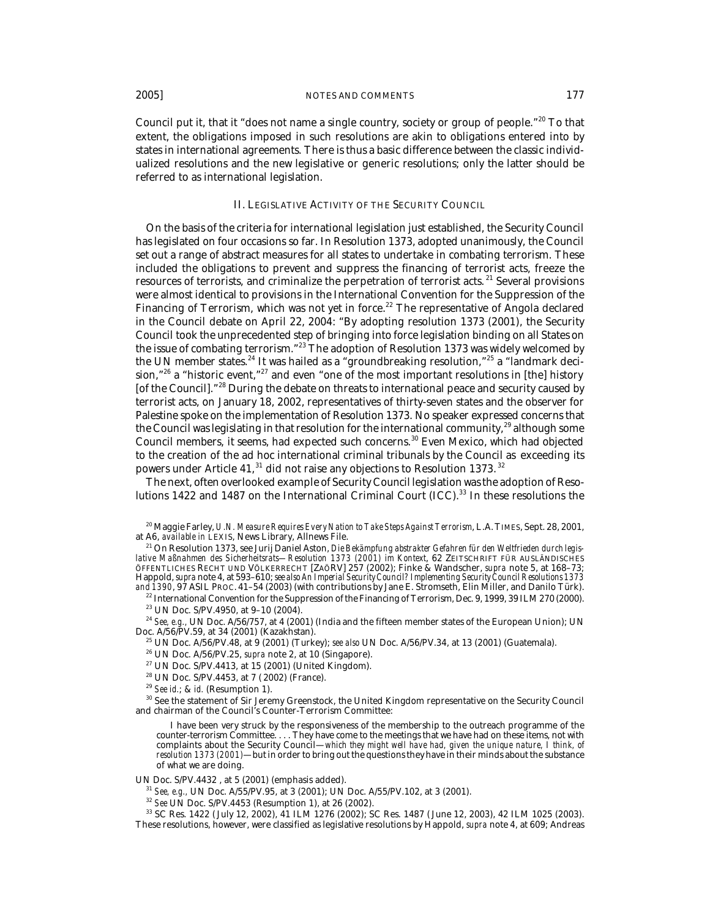Council put it, that it "does not name a single country, society or group of people."[20] To that extent, the obligations imposed in such resolutions are akin to obligations entered into by states in international agreements. There is thus a basic difference between the classic individualized resolutions and the new legislative or generic resolutions; only the latter should be referred to as international legislation.

## II. Legislative Activity of the Security Council

On the basis of the criteria for international legislation just established, the Security Council has legislated on four occasions so far. In Resolution 1373, adopted unanimously, the Council set out a range of abstract measures for all states to undertake in combating terrorism. These included the obligations to prevent and suppress the financing of terrorist acts, freeze the resources of terrorists, and criminalize the perpetration of terrorist acts.[21] Several provisions were almost identical to provisions in the International Convention for the Suppression of the Financing of Terrorism, which was not yet in force.[22] The representative of Angola declared in the Council debate on April 22, 2004: "By adopting resolution 1373 (2001), the Security Council took the unprecedented step of bringing into force legislation binding on all States on the issue of combating terrorism."[23] The adoption of Resolution 1373 was widely welcomed by the UN member states.[24] It was hailed as a "groundbreaking resolution,"[25] a "landmark decision,"[26] a "historic event,"[27] and even "one of the most important resolutions in [the] history [of the Council]."[28] During the debate on threats to international peace and security caused by terrorist acts, on January 18, 2002, representatives of thirty-seven states and the observer for Palestine spoke on the implementation of Resolution 1373. No speaker expressed concerns that the Council was legislating in that resolution for the international community,[29] although some Council members, it seems, had expected such concerns.[30] Even Mexico, which had objected to the creation of the ad hoc international criminal tribunals by the Council as exceeding its powers under Article 41,[31] did not raise any objections to Resolution 1373.[32]

The next, often overlooked example of Security Council legislation was the adoption of Resolutions 1422 and 1487 on the International Criminal Court (ICC).[33] In these resolutions the

---

[20] Maggie Farley, *U.N. Measure Requires Every Nation to Take Steps Against Terrorism*, L.A. Times, Sept. 28, 2001, at A6, *available in* LEXIS, News Library, Allnews File.

[21] On Resolution 1373, see Jurij Daniel Aston, *Die Bekämpfung abstrakter Gefahren für den Weltfrieden durch legislative Maßnahmen des Sicherheitsrats—Resolution 1373 (2001) im Kontext*, 62 Zeitschrift für ausländisches öffentliches Recht und Völkerrecht [ZaöRV] 257 (2002); Finke & Wandscher, *supra* note 5, at 168–73; Happold, *supra* note 4, at 593–610; *see also An Imperial Security Council? Implementing Security Council Resolutions 1373 and 1390*, 97 ASIL Proc. 41–54 (2003) (with contributions by Jane E. Stromseth, Elin Miller, and Danilo Türk).

[22] International Convention for the Suppression of the Financing of Terrorism, Dec. 9, 1999, 39 ILM 270 (2000).

[23] UN Doc. S/PV.4950, at 9–10 (2004).

[24] *See, e.g.*, UN Doc. A/56/757, at 4 (2001) (India and the fifteen member states of the European Union); UN Doc. A/56/PV.59, at 34 (2001) (Kazakhstan).

[25] UN Doc. A/56/PV.48, at 9 (2001) (Turkey); *see also* UN Doc. A/56/PV.34, at 13 (2001) (Guatemala).

[26] UN Doc. A/56/PV.25, *supra* note 2, at 10 (Singapore).

[27] UN Doc. S/PV.4413, at 15 (2001) (United Kingdom).

[28] UN Doc. S/PV.4453, at 7 (2002) (France).

[29] *See id.*; & *id.* (Resumption 1).

[30] See the statement of Sir Jeremy Greenstock, the United Kingdom representative on the Security Council and chairman of the Council's Counter-Terrorism Committee:

> I have been very struck by the responsiveness of the membership to the outreach programme of the counter-terrorism Committee. . . . They have come to the meetings that we have had on these items, not with complaints about the Security Council—*which they might well have had, given the unique nature, I think, of resolution 1373 (2001)*—but in order to bring out the questions they have in their minds about the substance of what we are doing.

UN Doc. S/PV.4432 , at 5 (2001) (emphasis added).

[31] *See, e.g.*, UN Doc. A/55/PV.95, at 3 (2001); UN Doc. A/55/PV.102, at 3 (2001).

[32] *See* UN Doc. S/PV.4453 (Resumption 1), at 26 (2002).

[33] SC Res. 1422 (July 12, 2002), 41 ILM 1276 (2002); SC Res. 1487 (June 12, 2003), 42 ILM 1025 (2003). These resolutions, however, were classified as legislative resolutions by Happold, *supra* note 4, at 609; Andreas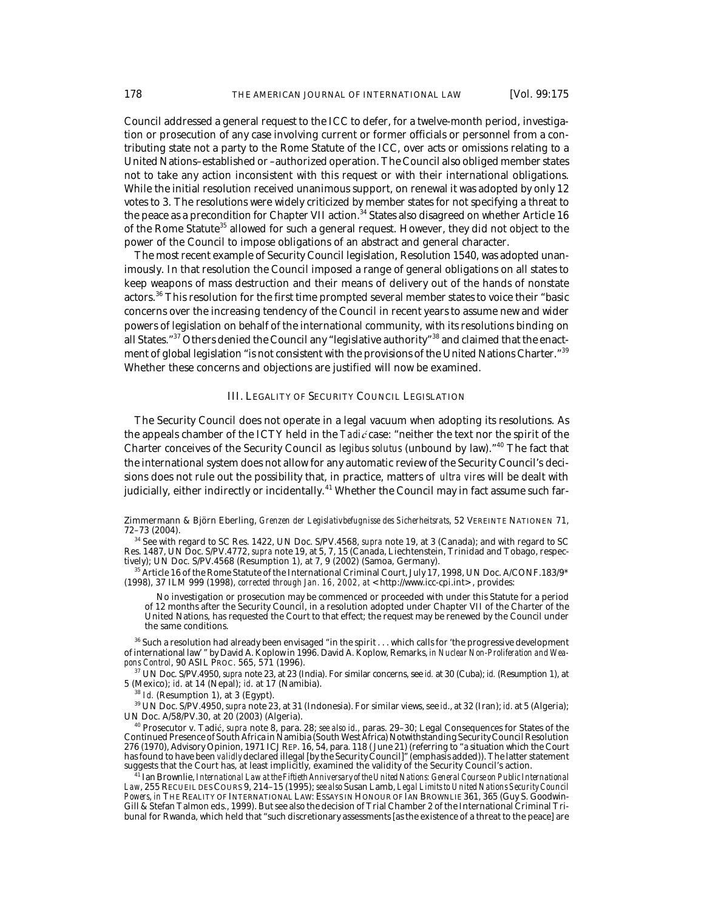Council addressed a general request to the ICC to defer, for a twelve-month period, investigation or prosecution of any case involving current or former officials or personnel from a contributing state not a party to the Rome Statute of the ICC, over acts or omissions relating to a United Nations–established or –authorized operation. The Council also obliged member states not to take any action inconsistent with this request or with their international obligations. While the initial resolution received unanimous support, on renewal it was adopted by only 12 votes to 3. The resolutions were widely criticized by member states for not specifying a threat to the peace as a precondition for Chapter VII action.[34] States also disagreed on whether Article 16 of the Rome Statute[35] allowed for such a general request. However, they did not object to the power of the Council to impose obligations of an abstract and general character.

The most recent example of Security Council legislation, Resolution 1540, was adopted unanimously. In that resolution the Council imposed a range of general obligations on all states to keep weapons of mass destruction and their means of delivery out of the hands of nonstate actors.[36] This resolution for the first time prompted several member states to voice their "basic concerns over the increasing tendency of the Council in recent years to assume new and wider powers of legislation on behalf of the international community, with its resolutions binding on all States."[37] Others denied the Council any "legislative authority"[38] and claimed that the enactment of global legislation "is not consistent with the provisions of the United Nations Charter."[39] Whether these concerns and objections are justified will now be examined.

## III. LEGALITY OF SECURITY COUNCIL LEGISLATION

The Security Council does not operate in a legal vacuum when adopting its resolutions. As the appeals chamber of the ICTY held in the *Tadić* case: "neither the text nor the spirit of the Charter conceives of the Security Council as *legibus solutus* (unbound by law)."[40] The fact that the international system does not allow for any automatic review of the Security Council's decisions does not rule out the possibility that, in practice, matters of *ultra vires* will be dealt with judicially, either indirectly or incidentally.[41] Whether the Council may in fact assume such far-

---

Zimmermann & Björn Eberling, *Grenzen der Legislativbefugnisse des Sicherheitsrats*, 52 VEREINTE NATIONEN 71, 72–73 (2004).

[34] See with regard to SC Res. 1422, UN Doc. S/PV.4568, *supra* note 19, at 3 (Canada); and with regard to SC Res. 1487, UN Doc. S/PV.4772, *supra* note 19, at 5, 7, 15 (Canada, Liechtenstein, Trinidad and Tobago, respectively); UN Doc. S/PV.4568 (Resumption 1), at 7, 9 (2002) (Samoa, Germany).

[35] Article 16 of the Rome Statute of the International Criminal Court, July 17, 1998, UN Doc. A/CONF.183/9* (1998), 37 ILM 999 (1998), *corrected through Jan. 16, 2002, at* <http://www.icc-cpi.int>, provides:

> No investigation or prosecution may be commenced or proceeded with under this Statute for a period of 12 months after the Security Council, in a resolution adopted under Chapter VII of the Charter of the United Nations, has requested the Court to that effect; the request may be renewed by the Council under the same conditions.

[36] Such a resolution had already been envisaged "in the spirit . . . which calls for 'the progressive development of international law' " by David A. Koplow in 1996. David A. Koplow, Remarks, *in Nuclear Non-Proliferation and Weapons Control*, 90 ASIL PROC. 565, 571 (1996).

[37] UN Doc. S/PV.4950, *supra* note 23, at 23 (India). For similar concerns, see *id.* at 30 (Cuba); *id.* (Resumption 1), at 5 (Mexico); *id.* at 14 (Nepal); *id.* at 17 (Namibia).

[38] *Id.* (Resumption 1), at 3 (Egypt).

[39] UN Doc. S/PV.4950, *supra* note 23, at 31 (Indonesia). For similar views, see *id.*, at 32 (Iran); *id.* at 5 (Algeria); UN Doc. A/58/PV.30, at 20 (2003) (Algeria).

[40] Prosecutor v. Tadić, *supra* note 8, para. 28; *see also id.*, paras. 29–30; Legal Consequences for States of the Continued Presence of South Africa in Namibia (South West Africa) Notwithstanding Security Council Resolution 276 (1970), Advisory Opinion, 1971 ICJ REP. 16, 54, para. 118 (June 21) (referring to "a situation which the Court has found to have been *validly* declared illegal [by the Security Council]" (emphasis added)). The latter statement suggests that the Court has, at least implicitly, examined the validity of the Security Council's action.

[41] Ian Brownlie, *International Law at the Fiftieth Anniversary of the United Nations: General Course on Public International Law*, 255 RECUEIL DES COURS 9, 214–15 (1995); *see also* Susan Lamb, *Legal Limits to United Nations Security Council Powers*, *in* THE REALITY OF INTERNATIONAL LAW: ESSAYS IN HONOUR OF IAN BROWNLIE 361, 365 (Guy S. Goodwin-Gill & Stefan Talmon eds., 1999). But see also the decision of Trial Chamber 2 of the International Criminal Tribunal for Rwanda, which held that "such discretionary assessments [as the existence of a threat to the peace] are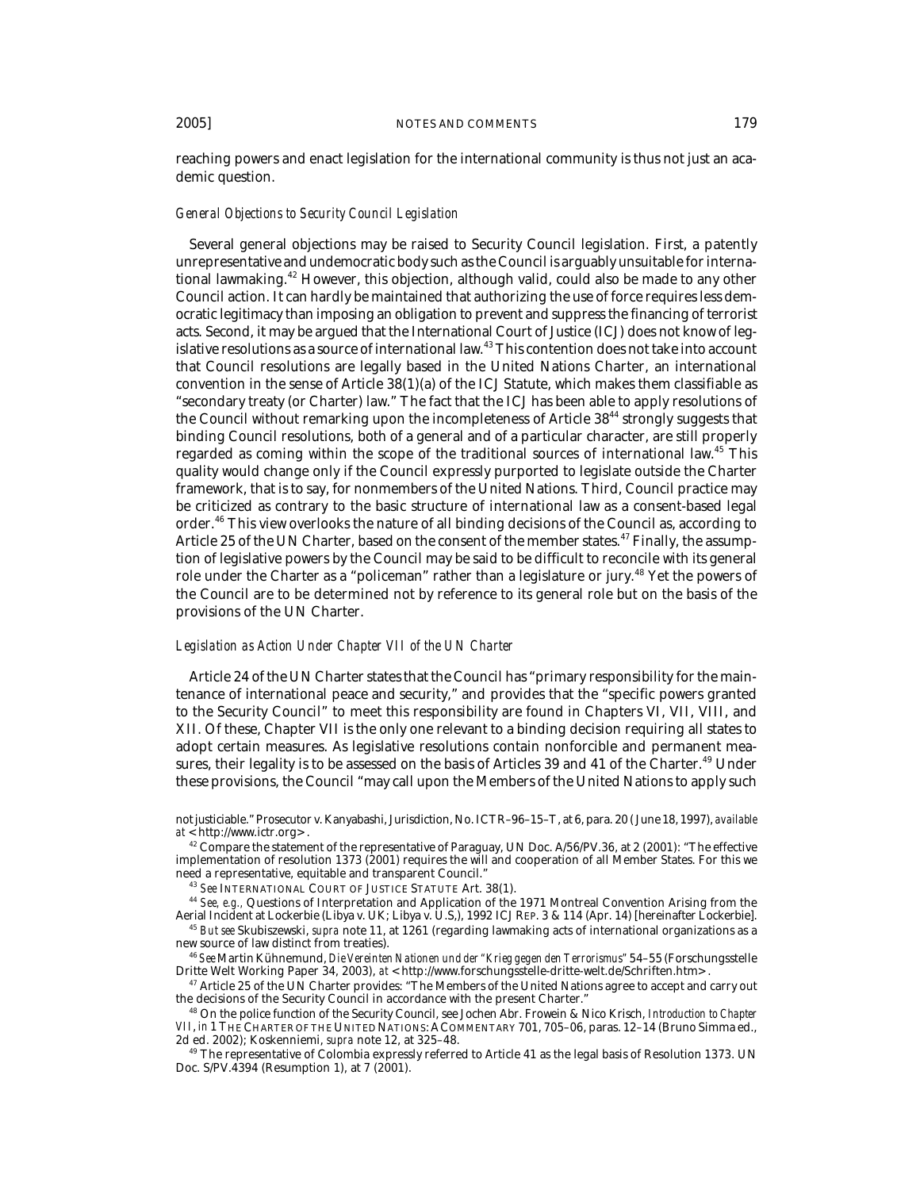reaching powers and enact legislation for the international community is thus not just an academic question.

*General Objections to Security Council Legislation*

Several general objections may be raised to Security Council legislation. First, a patently unrepresentative and undemocratic body such as the Council is arguably unsuitable for international lawmaking.[42] However, this objection, although valid, could also be made to any other Council action. It can hardly be maintained that authorizing the use of force requires less democratic legitimacy than imposing an obligation to prevent and suppress the financing of terrorist acts. Second, it may be argued that the International Court of Justice (ICJ) does not know of legislative resolutions as a source of international law.[43] This contention does not take into account that Council resolutions are legally based in the United Nations Charter, an international convention in the sense of Article 38(1)(a) of the ICJ Statute, which makes them classifiable as "secondary treaty (or Charter) law." The fact that the ICJ has been able to apply resolutions of the Council without remarking upon the incompleteness of Article 38[44] strongly suggests that binding Council resolutions, both of a general and of a particular character, are still properly regarded as coming within the scope of the traditional sources of international law.[45] This quality would change only if the Council expressly purported to legislate outside the Charter framework, that is to say, for nonmembers of the United Nations. Third, Council practice may be criticized as contrary to the basic structure of international law as a consent-based legal order.[46] This view overlooks the nature of all binding decisions of the Council as, according to Article 25 of the UN Charter, based on the consent of the member states.[47] Finally, the assumption of legislative powers by the Council may be said to be difficult to reconcile with its general role under the Charter as a "policeman" rather than a legislature or jury.[48] Yet the powers of the Council are to be determined not by reference to its general role but on the basis of the provisions of the UN Charter.

*Legislation as Action Under Chapter VII of the UN Charter*

Article 24 of the UN Charter states that the Council has "primary responsibility for the maintenance of international peace and security," and provides that the "specific powers granted to the Security Council" to meet this responsibility are found in Chapters VI, VII, VIII, and XII. Of these, Chapter VII is the only one relevant to a binding decision requiring all states to adopt certain measures. As legislative resolutions contain nonforcible and permanent measures, their legality is to be assessed on the basis of Articles 39 and 41 of the Charter.[49] Under these provisions, the Council "may call upon the Members of the United Nations to apply such

---

not justiciable." Prosecutor v. Kanyabashi, Jurisdiction, No. ICTR–96–15–T, at 6, para. 20 (June 18, 1997), *available at* <http://www.ictr.org>.

[42] Compare the statement of the representative of Paraguay, UN Doc. A/56/PV.36, at 2 (2001): "The effective implementation of resolution 1373 (2001) requires the will and cooperation of all Member States. For this we need a representative, equitable and transparent Council."

[43] *See* INTERNATIONAL COURT OF JUSTICE STATUTE Art. 38(1).

[44] *See, e.g.,* Questions of Interpretation and Application of the 1971 Montreal Convention Arising from the Aerial Incident at Lockerbie (Libya v. UK; Libya v. U.S.), 1992 ICJ REP. 3 & 114 (Apr. 14) [hereinafter Lockerbie].

[45] *But see* Skubiszewski, *supra* note 11, at 1261 (regarding lawmaking acts of international organizations as a new source of law distinct from treaties).

[46] *See* Martin Kühnemund, *Die Vereinten Nationen und der "Krieg gegen den Terrorismus"* 54–55 (Forschungsstelle Dritte Welt Working Paper 34, 2003), *at* <http://www.forschungsstelle-dritte-welt.de/Schriften.htm>.

[47] Article 25 of the UN Charter provides: "The Members of the United Nations agree to accept and carry out the decisions of the Security Council in accordance with the present Charter."

[48] On the police function of the Security Council, see Jochen Abr. Frowein & Nico Krisch, *Introduction to Chapter VII*, *in* 1 THE CHARTER OF THE UNITED NATIONS: A COMMENTARY 701, 705–06, paras. 12–14 (Bruno Simma ed., 2d ed. 2002); Koskenniemi, *supra* note 12, at 325–48.

[49] The representative of Colombia expressly referred to Article 41 as the legal basis of Resolution 1373. UN Doc. S/PV.4394 (Resumption 1), at 7 (2001).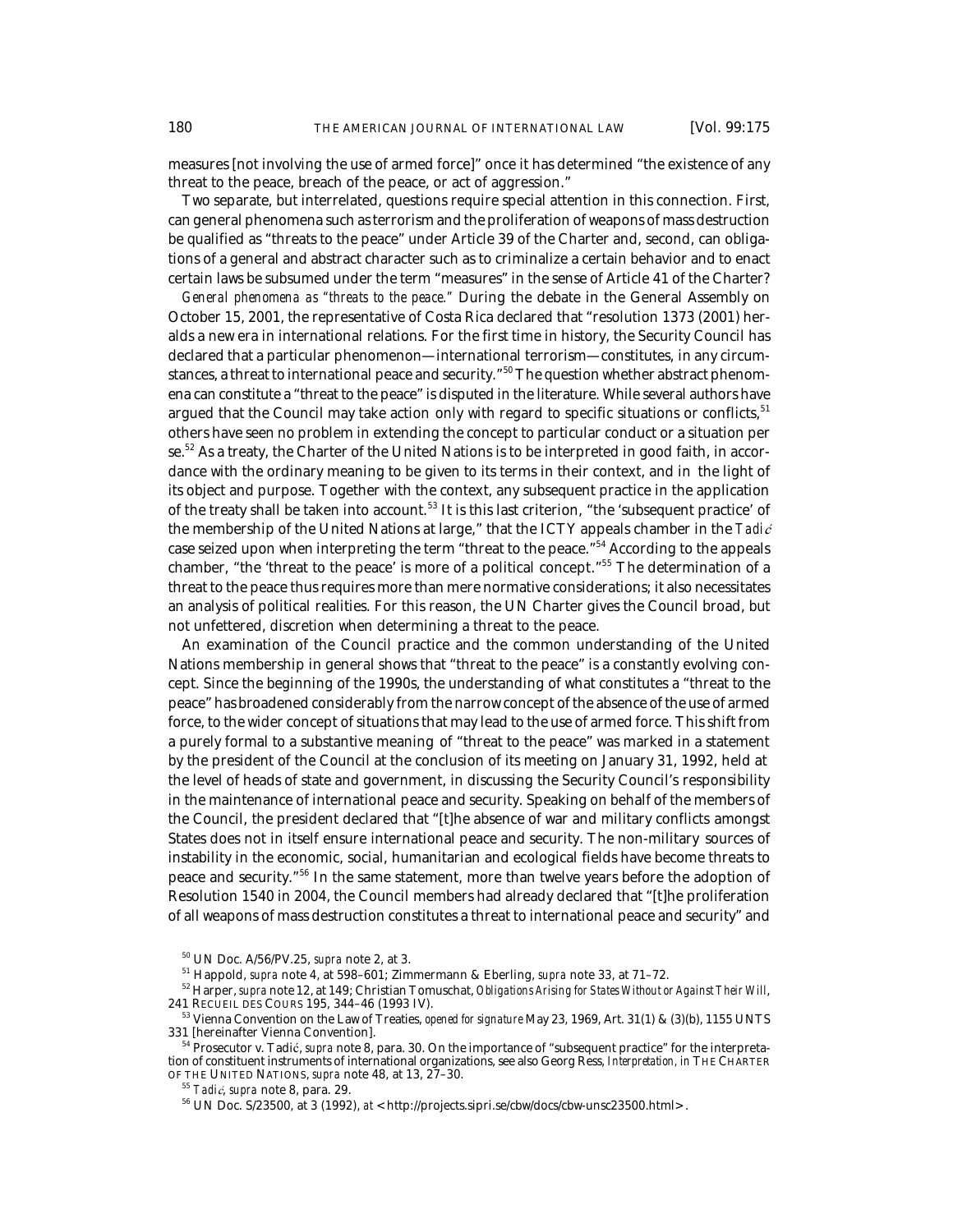measures [not involving the use of armed force]" once it has determined "the existence of any threat to the peace, breach of the peace, or act of aggression."

Two separate, but interrelated, questions require special attention in this connection. First, can general phenomena such as terrorism and the proliferation of weapons of mass destruction be qualified as "threats to the peace" under Article 39 of the Charter and, second, can obligations of a general and abstract character such as to criminalize a certain behavior and to enact certain laws be subsumed under the term "measures" in the sense of Article 41 of the Charter?

*General phenomena as "threats to the peace."* During the debate in the General Assembly on October 15, 2001, the representative of Costa Rica declared that "resolution 1373 (2001) heralds a new era in international relations. For the first time in history, the Security Council has declared that a particular phenomenon—international terrorism—constitutes, in any circumstances, a threat to international peace and security."[50] The question whether abstract phenomena can constitute a "threat to the peace" is disputed in the literature. While several authors have argued that the Council may take action only with regard to specific situations or conflicts,[51] others have seen no problem in extending the concept to particular conduct or a situation per se.[52] As a treaty, the Charter of the United Nations is to be interpreted in good faith, in accordance with the ordinary meaning to be given to its terms in their context, and in the light of its object and purpose. Together with the context, any subsequent practice in the application of the treaty shall be taken into account.[53] It is this last criterion, "the 'subsequent practice' of the membership of the United Nations at large," that the ICTY appeals chamber in the *Tadić* case seized upon when interpreting the term "threat to the peace."[54] According to the appeals chamber, "the 'threat to the peace' is more of a political concept."[55] The determination of a threat to the peace thus requires more than mere normative considerations; it also necessitates an analysis of political realities. For this reason, the UN Charter gives the Council broad, but not unfettered, discretion when determining a threat to the peace.

An examination of the Council practice and the common understanding of the United Nations membership in general shows that "threat to the peace" is a constantly evolving concept. Since the beginning of the 1990s, the understanding of what constitutes a "threat to the peace" has broadened considerably from the narrow concept of the absence of the use of armed force, to the wider concept of situations that may lead to the use of armed force. This shift from a purely formal to a substantive meaning of "threat to the peace" was marked in a statement by the president of the Council at the conclusion of its meeting on January 31, 1992, held at the level of heads of state and government, in discussing the Security Council's responsibility in the maintenance of international peace and security. Speaking on behalf of the members of the Council, the president declared that "[t]he absence of war and military conflicts amongst States does not in itself ensure international peace and security. The non-military sources of instability in the economic, social, humanitarian and ecological fields have become threats to peace and security."[56] In the same statement, more than twelve years before the adoption of Resolution 1540 in 2004, the Council members had already declared that "[t]he proliferation of all weapons of mass destruction constitutes a threat to international peace and security" and

[50] UN Doc. A/56/PV.25, *supra* note 2, at 3.

[51] Happold, *supra* note 4, at 598–601; Zimmermann & Eberling, *supra* note 33, at 71–72.

[52] Harper, *supra* note 12, at 149; Christian Tomuschat, *Obligations Arising for States Without or Against Their Will*, 241 RECUEIL DES COURS 195, 344–46 (1993 IV).

[53] Vienna Convention on the Law of Treaties, *opened for signature* May 23, 1969, Art. 31(1) & (3)(b), 1155 UNTS 331 [hereinafter Vienna Convention].

[54] Prosecutor v. Tadić, *supra* note 8, para. 30. On the importance of "subsequent practice" for the interpretation of constituent instruments of international organizations, see also Georg Ress, *Interpretation*, *in* THE CHARTER OF THE UNITED NATIONS, *supra* note 48, at 13, 27–30.

[55] *Tadić*, *supra* note 8, para. 29.

[56] UN Doc. S/23500, at 3 (1992), *at* <http://projects.sipri.se/cbw/docs/cbw-unsc23500.html>.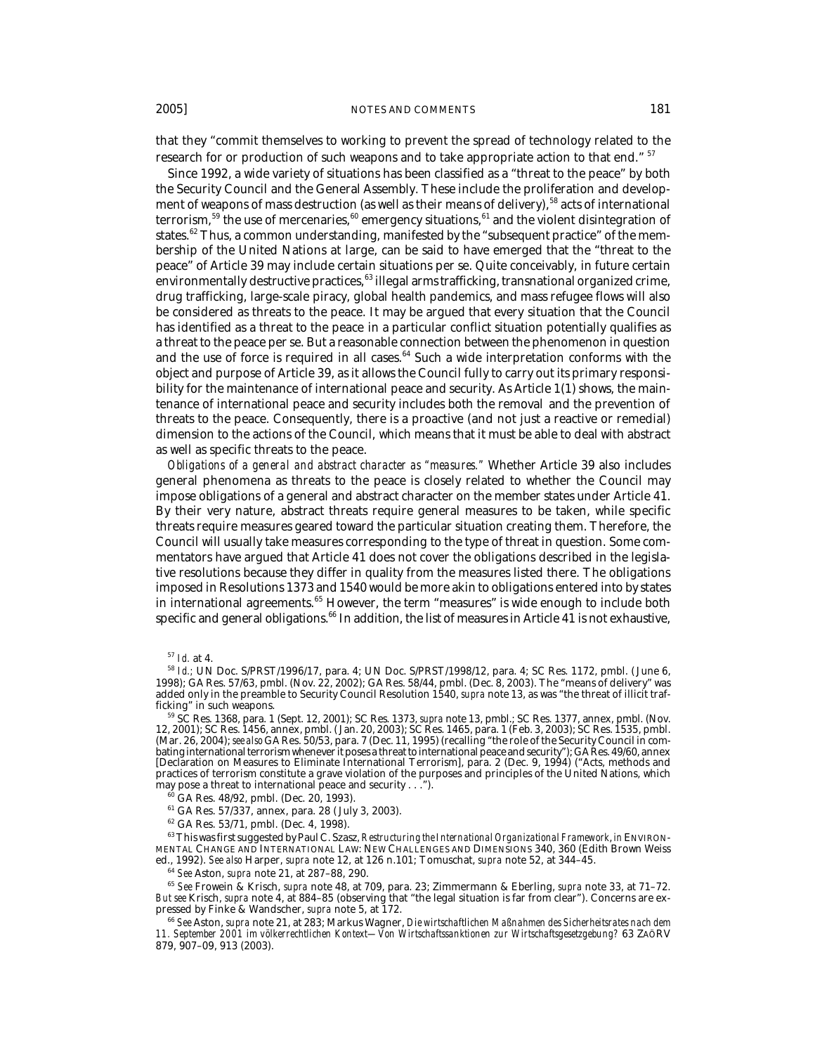that they "commit themselves to working to prevent the spread of technology related to the research for or production of such weapons and to take appropriate action to that end." [57]

Since 1992, a wide variety of situations has been classified as a "threat to the peace" by both the Security Council and the General Assembly. These include the proliferation and development of weapons of mass destruction (as well as their means of delivery),[58] acts of international terrorism,[59] the use of mercenaries,[60] emergency situations,[61] and the violent disintegration of states.[62] Thus, a common understanding, manifested by the "subsequent practice" of the membership of the United Nations at large, can be said to have emerged that the "threat to the peace" of Article 39 may include certain situations per se. Quite conceivably, in future certain environmentally destructive practices,[63] illegal arms trafficking, transnational organized crime, drug trafficking, large-scale piracy, global health pandemics, and mass refugee flows will also be considered as threats to the peace. It may be argued that every situation that the Council has identified as a threat to the peace in a particular conflict situation potentially qualifies as a threat to the peace per se. But a reasonable connection between the phenomenon in question and the use of force is required in all cases.[64] Such a wide interpretation conforms with the object and purpose of Article 39, as it allows the Council fully to carry out its primary responsibility for the maintenance of international peace and security. As Article 1(1) shows, the maintenance of international peace and security includes both the removal and the prevention of threats to the peace. Consequently, there is a proactive (and not just a reactive or remedial) dimension to the actions of the Council, which means that it must be able to deal with abstract as well as specific threats to the peace.

*Obligations of a general and abstract character as "measures."* Whether Article 39 also includes general phenomena as threats to the peace is closely related to whether the Council may impose obligations of a general and abstract character on the member states under Article 41. By their very nature, abstract threats require general measures to be taken, while specific threats require measures geared toward the particular situation creating them. Therefore, the Council will usually take measures corresponding to the type of threat in question. Some commentators have argued that Article 41 does not cover the obligations described in the legislative resolutions because they differ in quality from the measures listed there. The obligations imposed in Resolutions 1373 and 1540 would be more akin to obligations entered into by states in international agreements.[65] However, the term "measures" is wide enough to include both specific and general obligations.[66] In addition, the list of measures in Article 41 is not exhaustive,

---

[57] *Id.* at 4.

[58] *Id.*; UN Doc. S/PRST/1996/17, para. 4; UN Doc. S/PRST/1998/12, para. 4; SC Res. 1172, pmbl. (June 6, 1998); GA Res. 57/63, pmbl. (Nov. 22, 2002); GA Res. 58/44, pmbl. (Dec. 8, 2003). The "means of delivery" was added only in the preamble to Security Council Resolution 1540, *supra* note 13, as was "the threat of illicit trafficking" in such weapons.

[59] SC Res. 1368, para. 1 (Sept. 12, 2001); SC Res. 1373, *supra* note 13, pmbl.; SC Res. 1377, annex, pmbl. (Nov. 12, 2001); SC Res. 1456, annex, pmbl. (Jan. 20, 2003); SC Res. 1465, para. 1 (Feb. 3, 2003); SC Res. 1535, pmbl. (Mar. 26, 2004); *see also* GA Res. 50/53, para. 7 (Dec. 11, 1995) ("recalling "the role of the Security Council in combating international terrorism whenever it poses a threat to international peace and security"); GA Res. 49/60, annex [Declaration on Measures to Eliminate International Terrorism], para. 2 (Dec. 9, 1994) ("Acts, methods and practices of terrorism constitute a grave violation of the purposes and principles of the United Nations, which may pose a threat to international peace and security . . .").

[60] GA Res. 48/92, pmbl. (Dec. 20, 1993).

[61] GA Res. 57/337, annex, para. 28 (July 3, 2003).

[62] GA Res. 53/71, pmbl. (Dec. 4, 1998).

[63] This was first suggested by Paul C. Szasz, *Restructuring the International Organizational Framework*, *in* ENVIRONMENTAL CHANGE AND INTERNATIONAL LAW: NEW CHALLENGES AND DIMENSIONS 340, 360 (Edith Brown Weiss ed., 1992). *See also* Harper, *supra* note 12, at 126 n.101; Tomuschat, *supra* note 52, at 344–45.

[64] *See* Aston, *supra* note 21, at 287–88, 290.

[65] *See* Frowein & Krisch, *supra* note 48, at 709, para. 23; Zimmermann & Eberling, *supra* note 33, at 71–72. *But see* Krisch, *supra* note 4, at 884–85 (observing that "the legal situation is far from clear"). Concerns are expressed by Finke & Wandscher, *supra* note 5, at 172.

[66] *See* Aston, *supra* note 21, at 283; Markus Wagner, *Die wirtschaftlichen Maßnahmen des Sicherheitsrates nach dem 11. September 2001 im völkerrechtlichen Kontext—Von Wirtschaftssanktionen zur Wirtschaftsgesetzgebung?* 63 ZAÖRV 879, 907–09, 913 (2003).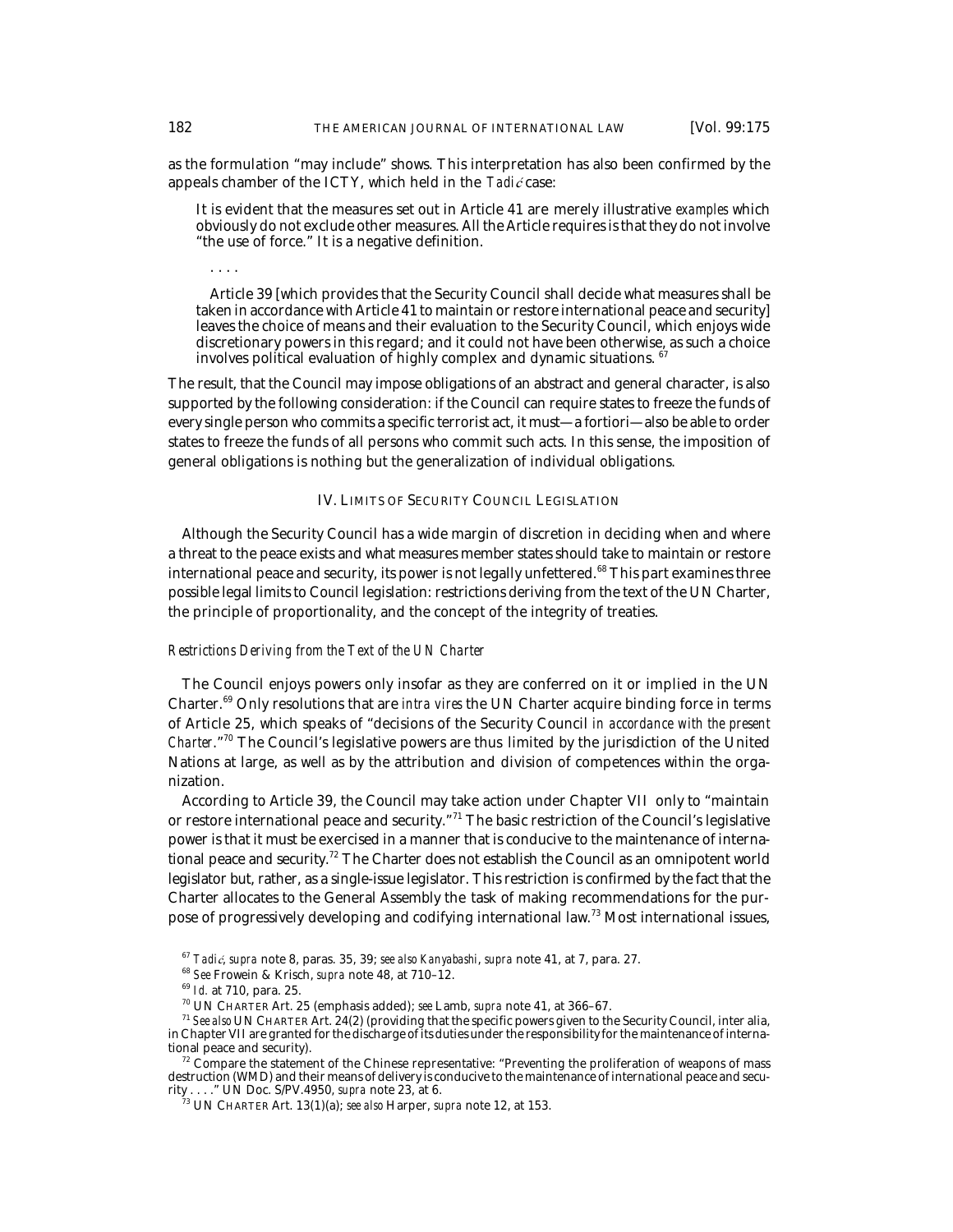as the formulation "may include" shows. This interpretation has also been confirmed by the appeals chamber of the ICTY, which held in the *Tadić* case:

> It is evident that the measures set out in Article 41 are merely illustrative *examples* which obviously do not exclude other measures. All the Article requires is that they do not involve "the use of force." It is a negative definition.
>
> . . . .
>
> Article 39 [which provides that the Security Council shall decide what measures shall be taken in accordance with Article 41 to maintain or restore international peace and security] leaves the choice of means and their evaluation to the Security Council, which enjoys wide discretionary powers in this regard; and it could not have been otherwise, as such a choice involves political evaluation of highly complex and dynamic situations.[67]

The result, that the Council may impose obligations of an abstract and general character, is also supported by the following consideration: if the Council can require states to freeze the funds of every single person who commits a specific terrorist act, it must—a fortiori—also be able to order states to freeze the funds of all persons who commit such acts. In this sense, the imposition of general obligations is nothing but the generalization of individual obligations.

## IV. Limits of Security Council Legislation

Although the Security Council has a wide margin of discretion in deciding when and where a threat to the peace exists and what measures member states should take to maintain or restore international peace and security, its power is not legally unfettered.[68] This part examines three possible legal limits to Council legislation: restrictions deriving from the text of the UN Charter, the principle of proportionality, and the concept of the integrity of treaties.

### *Restrictions Deriving from the Text of the UN Charter*

The Council enjoys powers only insofar as they are conferred on it or implied in the UN Charter.[69] Only resolutions that are *intra vires* the UN Charter acquire binding force in terms of Article 25, which speaks of "decisions of the Security Council *in accordance with the present Charter*."[70] The Council's legislative powers are thus limited by the jurisdiction of the United Nations at large, as well as by the attribution and division of competences within the organization.

According to Article 39, the Council may take action under Chapter VII only to "maintain or restore international peace and security."[71] The basic restriction of the Council's legislative power is that it must be exercised in a manner that is conducive to the maintenance of international peace and security.[72] The Charter does not establish the Council as an omnipotent world legislator but, rather, as a single-issue legislator. This restriction is confirmed by the fact that the Charter allocates to the General Assembly the task of making recommendations for the purpose of progressively developing and codifying international law.[73] Most international issues,

[67] *Tadić*, *supra* note 8, paras. 35, 39; *see also Kanyabashi*, *supra* note 41, at 7, para. 27.

[68] *See* Frowein & Krisch, *supra* note 48, at 710–12.

[69] *Id.* at 710, para. 25.

[70] UN Charter Art. 25 (emphasis added); *see* Lamb, *supra* note 41, at 366–67.

[71] *See also* UN Charter Art. 24(2) (providing that the specific powers given to the Security Council, inter alia, in Chapter VII are granted for the discharge of its duties under the responsibility for the maintenance of international peace and security).

[72] Compare the statement of the Chinese representative: "Preventing the proliferation of weapons of mass destruction (WMD) and their means of delivery is conducive to the maintenance of international peace and security . . . ." UN Doc. S/PV.4950, *supra* note 23, at 6.

[73] UN Charter Art. 13(1)(a); *see also* Harper, *supra* note 12, at 153.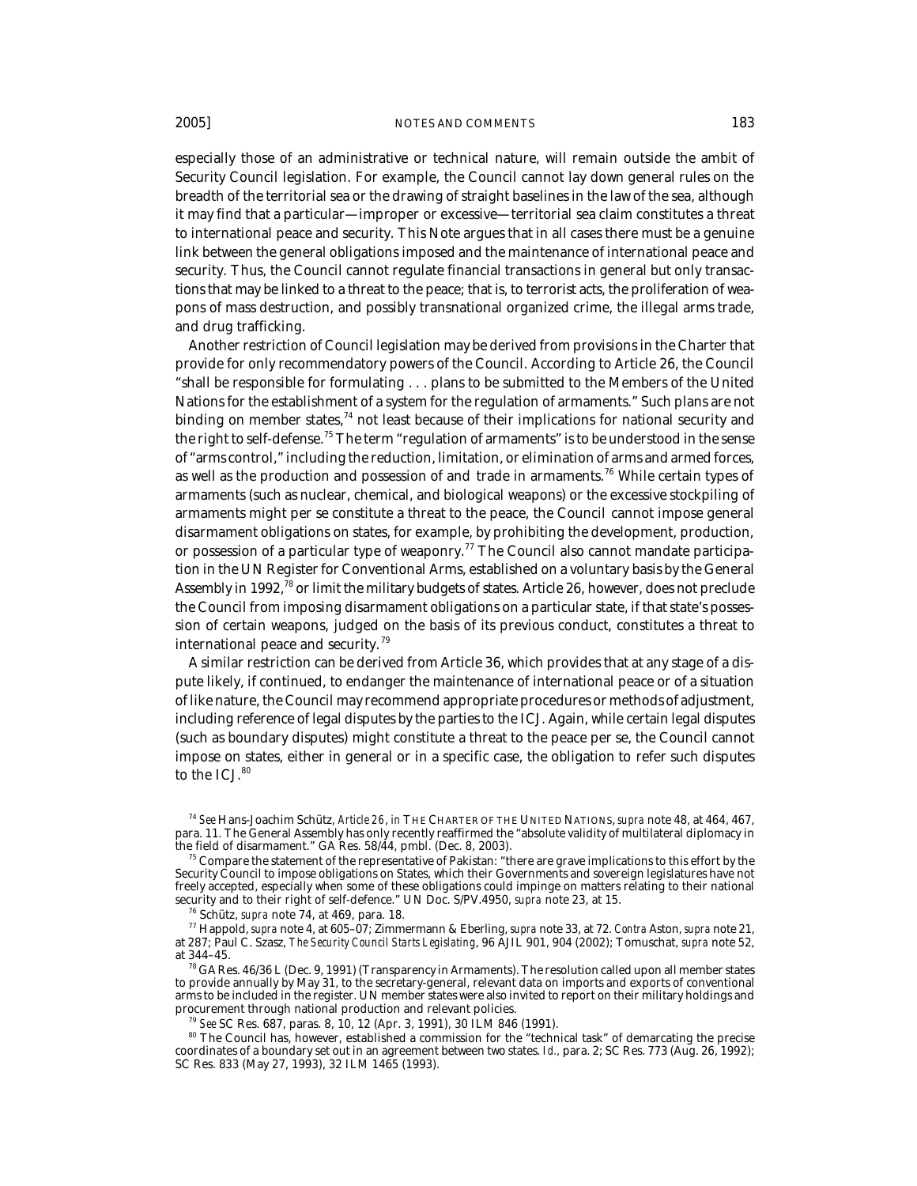especially those of an administrative or technical nature, will remain outside the ambit of Security Council legislation. For example, the Council cannot lay down general rules on the breadth of the territorial sea or the drawing of straight baselines in the law of the sea, although it may find that a particular—improper or excessive—territorial sea claim constitutes a threat to international peace and security. This Note argues that in all cases there must be a genuine link between the general obligations imposed and the maintenance of international peace and security. Thus, the Council cannot regulate financial transactions in general but only transactions that may be linked to a threat to the peace; that is, to terrorist acts, the proliferation of weapons of mass destruction, and possibly transnational organized crime, the illegal arms trade, and drug trafficking.

Another restriction of Council legislation may be derived from provisions in the Charter that provide for only recommendatory powers of the Council. According to Article 26, the Council "shall be responsible for formulating . . . plans to be submitted to the Members of the United Nations for the establishment of a system for the regulation of armaments." Such plans are not binding on member states,[74] not least because of their implications for national security and the right to self-defense.[75] The term "regulation of armaments" is to be understood in the sense of "arms control," including the reduction, limitation, or elimination of arms and armed forces, as well as the production and possession of and trade in armaments.[76] While certain types of armaments (such as nuclear, chemical, and biological weapons) or the excessive stockpiling of armaments might per se constitute a threat to the peace, the Council cannot impose general disarmament obligations on states, for example, by prohibiting the development, production, or possession of a particular type of weaponry.[77] The Council also cannot mandate participation in the UN Register for Conventional Arms, established on a voluntary basis by the General Assembly in 1992,[78] or limit the military budgets of states. Article 26, however, does not preclude the Council from imposing disarmament obligations on a particular state, if that state's possession of certain weapons, judged on the basis of its previous conduct, constitutes a threat to international peace and security.[79]

A similar restriction can be derived from Article 36, which provides that at any stage of a dispute likely, if continued, to endanger the maintenance of international peace or of a situation of like nature, the Council may recommend appropriate procedures or methods of adjustment, including reference of legal disputes by the parties to the ICJ. Again, while certain legal disputes (such as boundary disputes) might constitute a threat to the peace per se, the Council cannot impose on states, either in general or in a specific case, the obligation to refer such disputes to the ICJ.[80]

---

[74] *See* Hans-Joachim Schütz, *Article 26*, *in* THE CHARTER OF THE UNITED NATIONS, *supra* note 48, at 464, 467, para. 11. The General Assembly has only recently reaffirmed the "absolute validity of multilateral diplomacy in the field of disarmament." GA Res. 58/44, pmbl. (Dec. 8, 2003).

[75] Compare the statement of the representative of Pakistan: "there are grave implications to this effort by the Security Council to impose obligations on States, which their Governments and sovereign legislatures have not freely accepted, especially when some of these obligations could impinge on matters relating to their national security and to their right of self-defence." UN Doc. S/PV.4950, *supra* note 23, at 15.

[76] Schütz, *supra* note 74, at 469, para. 18.

[77] Happold, *supra* note 4, at 605–07; Zimmermann & Eberling, *supra* note 33, at 72. *Contra* Aston, *supra* note 21, at 287; Paul C. Szasz, *The Security Council Starts Legislating*, 96 AJIL 901, 904 (2002); Tomuschat, *supra* note 52, at 344–45.

[78] GA Res. 46/36 L (Dec. 9, 1991) (Transparency in Armaments). The resolution called upon all member states to provide annually by May 31, to the secretary-general, relevant data on imports and exports of conventional arms to be included in the register. UN member states were also invited to report on their military holdings and procurement through national production and relevant policies.

[79] *See* SC Res. 687, paras. 8, 10, 12 (Apr. 3, 1991), 30 ILM 846 (1991).

[80] The Council has, however, established a commission for the "technical task" of demarcating the precise coordinates of a boundary set out in an agreement between two states. *Id.*, para. 2; SC Res. 773 (Aug. 26, 1992); SC Res. 833 (May 27, 1993), 32 ILM 1465 (1993).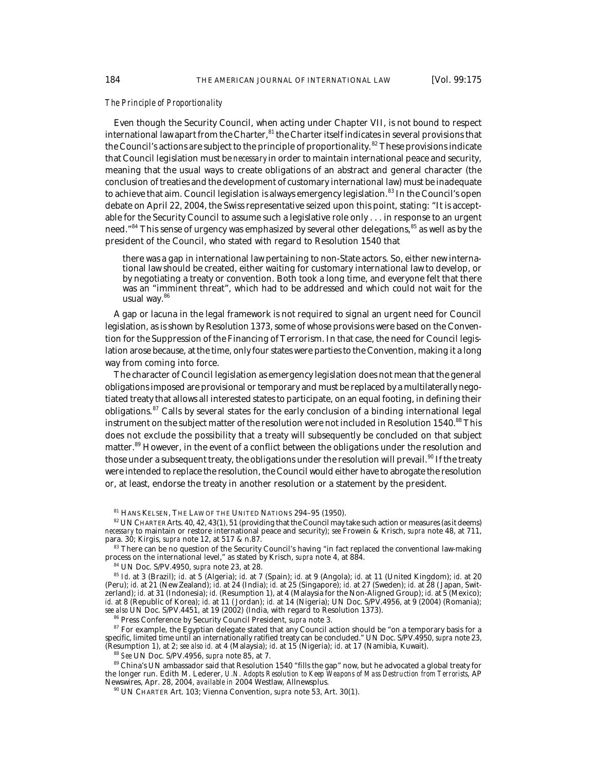*The Principle of Proportionality*

Even though the Security Council, when acting under Chapter VII, is not bound to respect international law apart from the Charter,[81] the Charter itself indicates in several provisions that the Council's actions are subject to the principle of proportionality.[82] These provisions indicate that Council legislation must be *necessary* in order to maintain international peace and security, meaning that the usual ways to create obligations of an abstract and general character (the conclusion of treaties and the development of customary international law) must be inadequate to achieve that aim. Council legislation is always emergency legislation.[83] In the Council's open debate on April 22, 2004, the Swiss representative seized upon this point, stating: "It is acceptable for the Security Council to assume such a legislative role only . . . in response to an urgent need."[84] This sense of urgency was emphasized by several other delegations,[85] as well as by the president of the Council, who stated with regard to Resolution 1540 that

> there was a gap in international law pertaining to non-State actors. So, either new international law should be created, either waiting for customary international law to develop, or by negotiating a treaty or convention. Both took a long time, and everyone felt that there was an "imminent threat", which had to be addressed and which could not wait for the usual way.[86]

A gap or lacuna in the legal framework is not required to signal an urgent need for Council legislation, as is shown by Resolution 1373, some of whose provisions were based on the Convention for the Suppression of the Financing of Terrorism. In that case, the need for Council legislation arose because, at the time, only four states were parties to the Convention, making it a long way from coming into force.

The character of Council legislation as emergency legislation does not mean that the general obligations imposed are provisional or temporary and must be replaced by a multilaterally negotiated treaty that allows all interested states to participate, on an equal footing, in defining their obligations.[87] Calls by several states for the early conclusion of a binding international legal instrument on the subject matter of the resolution were not included in Resolution 1540.[88] This does not exclude the possibility that a treaty will subsequently be concluded on that subject matter.[89] However, in the event of a conflict between the obligations under the resolution and those under a subsequent treaty, the obligations under the resolution will prevail.[90] If the treaty were intended to replace the resolution, the Council would either have to abrogate the resolution or, at least, endorse the treaty in another resolution or a statement by the president.

---

[81] HANS KELSEN, THE LAW OF THE UNITED NATIONS 294–95 (1950).

[82] UN CHARTER Arts. 40, 42, 43(1), 51 (providing that the Council may take such action or measures (as it deems) *necessary* to maintain or restore international peace and security); *see* Frowein & Krisch, *supra* note 48, at 711, para. 30; Kirgis, *supra* note 12, at 517 & n.87.

[83] There can be no question of the Security Council's having "in fact replaced the conventional law-making process on the international level," as stated by Krisch, *supra* note 4, at 884.

[84] UN Doc. S/PV.4950, *supra* note 23, at 28.

[85] *Id.* at 3 (Brazil); *id.* at 5 (Algeria); *id.* at 7 (Spain); *id.* at 9 (Angola); *id.* at 11 (United Kingdom); *id.* at 20 (Peru); *id.* at 21 (New Zealand); *id.* at 24 (India); *id.* at 25 (Singapore); *id.* at 27 (Sweden); *id.* at 28 (Japan, Switzerland); *id.* at 31 (Indonesia); *id.* (Resumption 1), at 4 (Malaysia for the Non-Aligned Group); *id.* at 5 (Mexico); *id.* at 8 (Republic of Korea); *id.* at 11 (Jordan); *id.* at 14 (Nigeria); UN Doc. S/PV.4956, at 9 (2004) (Romania); *see also* UN Doc. S/PV.4451, at 19 (2002) (India, with regard to Resolution 1373).

[86] Press Conference by Security Council President, *supra* note 3.

[87] For example, the Egyptian delegate stated that any Council action should be "on a temporary basis for a specific, limited time until an internationally ratified treaty can be concluded." UN Doc. S/PV.4950, *supra* note 23, (Resumption 1), at 2; *see also id.* at 4 (Malaysia); *id.* at 15 (Nigeria); *id.* at 17 (Namibia, Kuwait).

[88] *See* UN Doc. S/PV.4956, *supra* note 85, at 7.

[89] China's UN ambassador said that Resolution 1540 "fills the gap" now, but he advocated a global treaty for the longer run. Edith M. Lederer, *U.N. Adopts Resolution to Keep Weapons of Mass Destruction from Terrorists*, AP Newswires, Apr. 28, 2004, *available in* 2004 Westlaw, Allnewsplus.

[90] UN CHARTER Art. 103; Vienna Convention, *supra* note 53, Art. 30(1).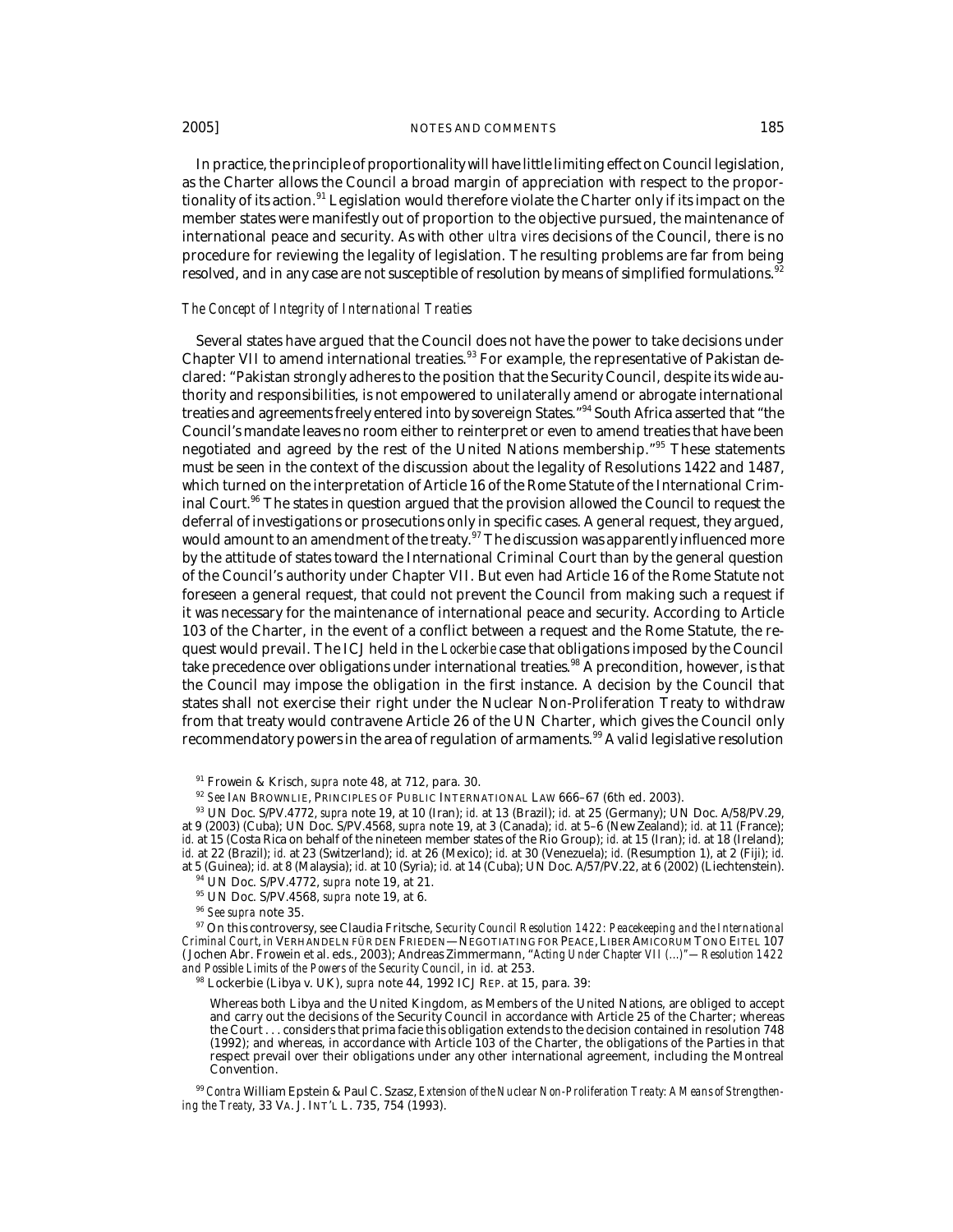In practice, the principle of proportionality will have little limiting effect on Council legislation, as the Charter allows the Council a broad margin of appreciation with respect to the proportionality of its action.[91] Legislation would therefore violate the Charter only if its impact on the member states were manifestly out of proportion to the objective pursued, the maintenance of international peace and security. As with other *ultra vires* decisions of the Council, there is no procedure for reviewing the legality of legislation. The resulting problems are far from being resolved, and in any case are not susceptible of resolution by means of simplified formulations.[92]

*The Concept of Integrity of International Treaties*

Several states have argued that the Council does not have the power to take decisions under Chapter VII to amend international treaties.[93] For example, the representative of Pakistan declared: "Pakistan strongly adheres to the position that the Security Council, despite its wide authority and responsibilities, is not empowered to unilaterally amend or abrogate international treaties and agreements freely entered into by sovereign States."[94] South Africa asserted that "the Council's mandate leaves no room either to reinterpret or even to amend treaties that have been negotiated and agreed by the rest of the United Nations membership."[95] These statements must be seen in the context of the discussion about the legality of Resolutions 1422 and 1487, which turned on the interpretation of Article 16 of the Rome Statute of the International Criminal Court.[96] The states in question argued that the provision allowed the Council to request the deferral of investigations or prosecutions only in specific cases. A general request, they argued, would amount to an amendment of the treaty.[97] The discussion was apparently influenced more by the attitude of states toward the International Criminal Court than by the general question of the Council's authority under Chapter VII. But even had Article 16 of the Rome Statute not foreseen a general request, that could not prevent the Council from making such a request if it was necessary for the maintenance of international peace and security. According to Article 103 of the Charter, in the event of a conflict between a request and the Rome Statute, the request would prevail. The ICJ held in the *Lockerbie* case that obligations imposed by the Council take precedence over obligations under international treaties.[98] A precondition, however, is that the Council may impose the obligation in the first instance. A decision by the Council that states shall not exercise their right under the Nuclear Non-Proliferation Treaty to withdraw from that treaty would contravene Article 26 of the UN Charter, which gives the Council only recommendatory powers in the area of regulation of armaments.[99] A valid legislative resolution

[91] Frowein & Krisch, *supra* note 48, at 712, para. 30.

[92] *See* IAN BROWNLIE, PRINCIPLES OF PUBLIC INTERNATIONAL LAW 666–67 (6th ed. 2003).

[93] UN Doc. S/PV.4772, *supra* note 19, at 10 (Iran); *id.* at 13 (Brazil); *id.* at 25 (Germany); UN Doc. A/58/PV.29, at 9 (2003) (Cuba); UN Doc. S/PV.4568, *supra* note 19, at 3 (Canada); *id.* at 5–6 (New Zealand); *id.* at 11 (France); *id.* at 15 (Costa Rica on behalf of the nineteen member states of the Rio Group); *id.* at 15 (Iran); *id.* at 18 (Ireland); *id.* at 22 (Brazil); *id.* at 23 (Switzerland); *id.* at 26 (Mexico); *id.* at 30 (Venezuela); *id.* (Resumption 1), at 2 (Fiji); *id.* at 5 (Guinea); *id.* at 8 (Malaysia); *id.* at 10 (Syria); *id.* at 14 (Cuba); UN Doc. A/57/PV.22, at 6 (2002) (Liechtenstein).

[94] UN Doc. S/PV.4772, *supra* note 19, at 21.

[95] UN Doc. S/PV.4568, *supra* note 19, at 6.

[96] *See supra* note 35.

[97] On this controversy, see Claudia Fritsche, *Security Council Resolution 1422: Peacekeeping and the International Criminal Court*, *in* VERHANDELN FÜR DEN FRIEDEN—NEGOTIATING FOR PEACE, LIBER AMICORUM TONO EITEL 107 (Jochen Abr. Frowein et al. eds., 2003); Andreas Zimmermann, *"Acting Under Chapter VII (...)"—Resolution 1422 and Possible Limits of the Powers of the Security Council*, *in id.* at 253.

[98] Lockerbie (Libya v. UK), *supra* note 44, 1992 ICJ REP. at 15, para. 39:

> Whereas both Libya and the United Kingdom, as Members of the United Nations, are obliged to accept and carry out the decisions of the Security Council in accordance with Article 25 of the Charter; whereas the Court . . . considers that prima facie this obligation extends to the decision contained in resolution 748 (1992); and whereas, in accordance with Article 103 of the Charter, the obligations of the Parties in that respect prevail over their obligations under any other international agreement, including the Montreal Convention.

[99] *Contra* William Epstein & Paul C. Szasz, *Extension of the Nuclear Non-Proliferation Treaty: A Means of Strengthening the Treaty*, 33 VA. J. INT'L L. 735, 754 (1993).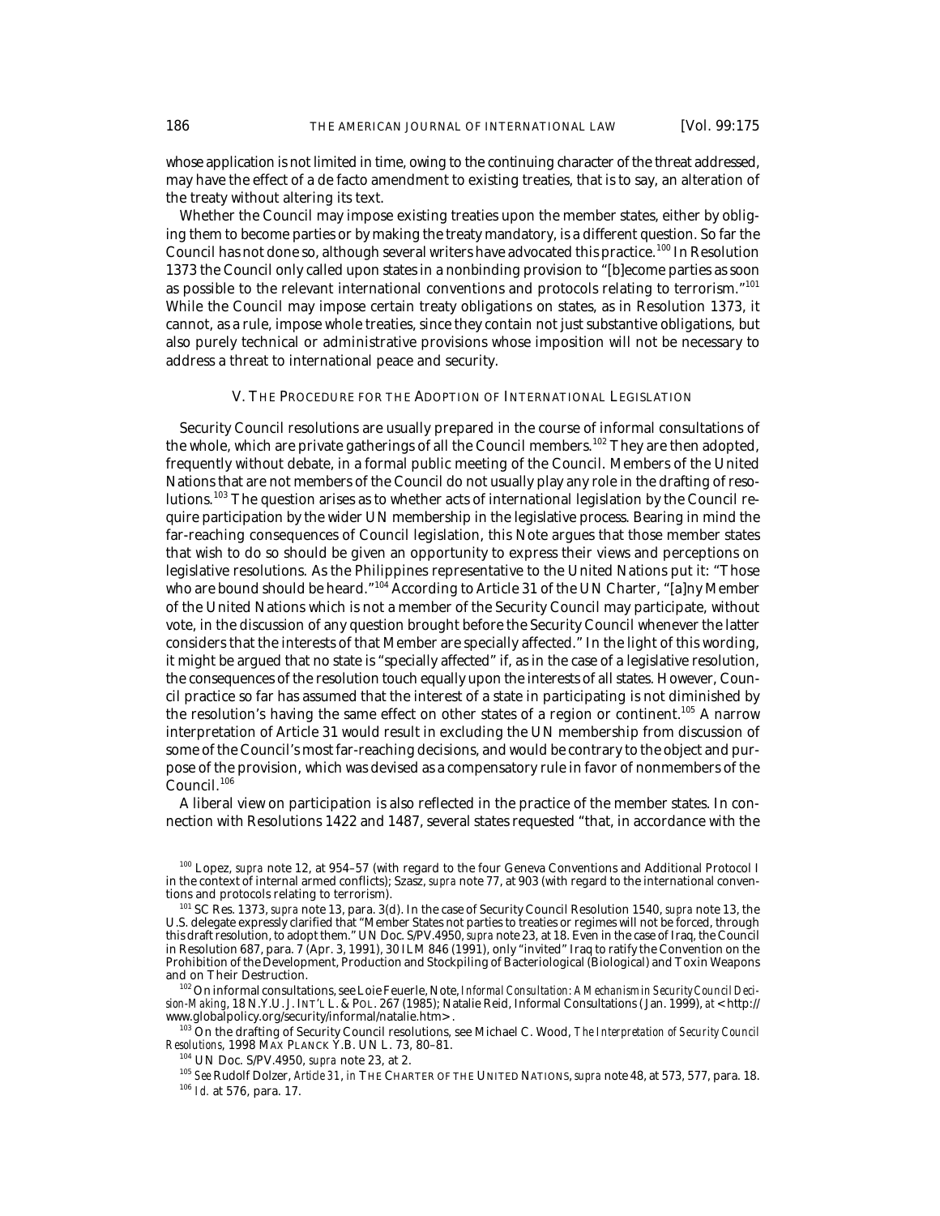whose application is not limited in time, owing to the continuing character of the threat addressed, may have the effect of a de facto amendment to existing treaties, that is to say, an alteration of the treaty without altering its text.

Whether the Council may impose existing treaties upon the member states, either by obliging them to become parties or by making the treaty mandatory, is a different question. So far the Council has not done so, although several writers have advocated this practice.[100] In Resolution 1373 the Council only called upon states in a nonbinding provision to "[b]ecome parties as soon as possible to the relevant international conventions and protocols relating to terrorism."[101] While the Council may impose certain treaty obligations on states, as in Resolution 1373, it cannot, as a rule, impose whole treaties, since they contain not just substantive obligations, but also purely technical or administrative provisions whose imposition will not be necessary to address a threat to international peace and security.

## V. The Procedure for the Adoption of International Legislation

Security Council resolutions are usually prepared in the course of informal consultations of the whole, which are private gatherings of all the Council members.[102] They are then adopted, frequently without debate, in a formal public meeting of the Council. Members of the United Nations that are not members of the Council do not usually play any role in the drafting of resolutions.[103] The question arises as to whether acts of international legislation by the Council require participation by the wider UN membership in the legislative process. Bearing in mind the far-reaching consequences of Council legislation, this Note argues that those member states that wish to do so should be given an opportunity to express their views and perceptions on legislative resolutions. As the Philippines representative to the United Nations put it: "Those who are bound should be heard."[104] According to Article 31 of the UN Charter, "[a]ny Member of the United Nations which is not a member of the Security Council may participate, without vote, in the discussion of any question brought before the Security Council whenever the latter considers that the interests of that Member are specially affected." In the light of this wording, it might be argued that no state is "specially affected" if, as in the case of a legislative resolution, the consequences of the resolution touch equally upon the interests of all states. However, Council practice so far has assumed that the interest of a state in participating is not diminished by the resolution's having the same effect on other states of a region or continent.[105] A narrow interpretation of Article 31 would result in excluding the UN membership from discussion of some of the Council's most far-reaching decisions, and would be contrary to the object and purpose of the provision, which was devised as a compensatory rule in favor of nonmembers of the Council.[106]

A liberal view on participation is also reflected in the practice of the member states. In connection with Resolutions 1422 and 1487, several states requested "that, in accordance with the

---

[100] Lopez, *supra* note 12, at 954–57 (with regard to the four Geneva Conventions and Additional Protocol I in the context of internal armed conflicts); Szasz, *supra* note 77, at 903 (with regard to the international conventions and protocols relating to terrorism).

[101] SC Res. 1373, *supra* note 13, para. 3(d). In the case of Security Council Resolution 1540, *supra* note 13, the U.S. delegate expressly clarified that "Member States not parties to treaties or regimes will not be forced, through this draft resolution, to adopt them." UN Doc. S/PV.4950, *supra* note 23, at 18. Even in the case of Iraq, the Council in Resolution 687, para. 7 (Apr. 3, 1991), 30 ILM 846 (1991), only "invited" Iraq to ratify the Convention on the Prohibition of the Development, Production and Stockpiling of Bacteriological (Biological) and Toxin Weapons and on Their Destruction.

[102] On informal consultations, see Loie Feuerle, Note, *Informal Consultation: A Mechanism in Security Council Decision-Making*, 18 N.Y.U. J. INT'L L. & POL. 267 (1985); Natalie Reid, Informal Consultations (Jan. 1999), *at* <http://www.globalpolicy.org/security/informal/natalie.htm>.

[103] On the drafting of Security Council resolutions, see Michael C. Wood, *The Interpretation of Security Council Resolutions*, 1998 MAX PLANCK Y.B. UN L. 73, 80–81.

[104] UN Doc. S/PV.4950, *supra* note 23, at 2.

[105] *See* Rudolf Dolzer, *Article 31*, *in* THE CHARTER OF THE UNITED NATIONS, *supra* note 48, at 573, 577, para. 18.

[106] *Id.* at 576, para. 17.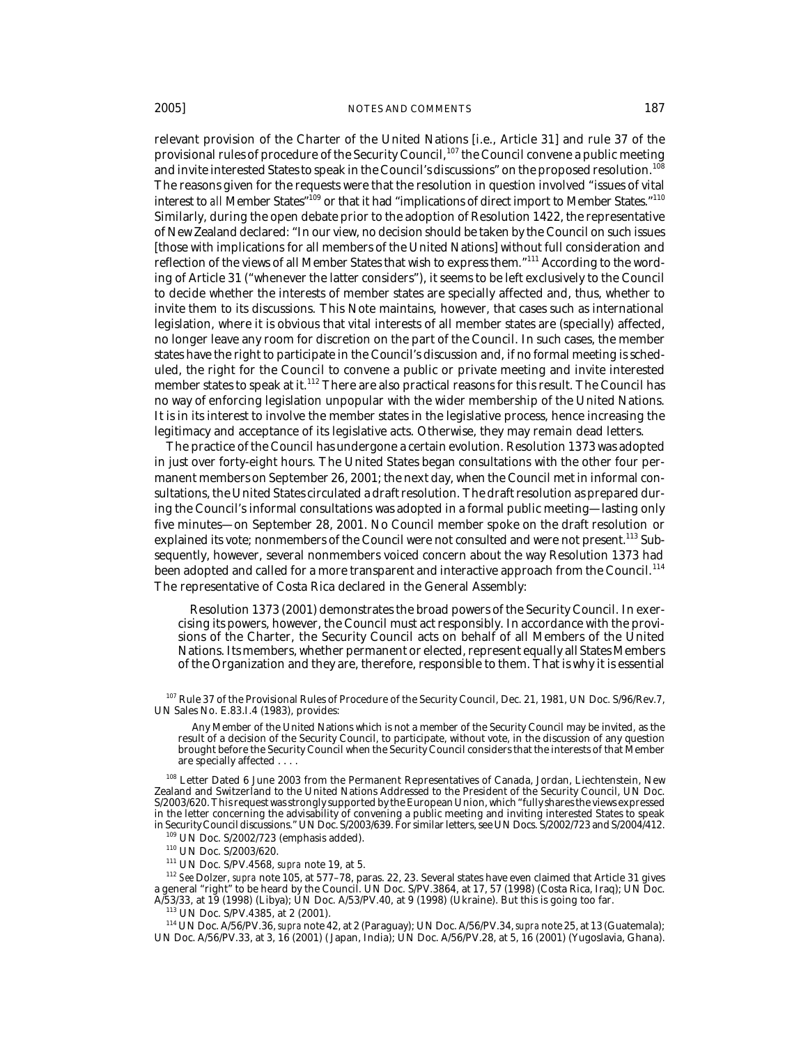relevant provision of the Charter of the United Nations [i.e., Article 31] and rule 37 of the provisional rules of procedure of the Security Council,[107] the Council convene a public meeting and invite interested States to speak in the Council's discussions" on the proposed resolution.[108] The reasons given for the requests were that the resolution in question involved "issues of vital interest to *all* Member States"[109] or that it had "implications of direct import to Member States."[110] Similarly, during the open debate prior to the adoption of Resolution 1422, the representative of New Zealand declared: "In our view, no decision should be taken by the Council on such issues [those with implications for all members of the United Nations] without full consideration and reflection of the views of all Member States that wish to express them."[111] According to the wording of Article 31 ("whenever the latter considers"), it seems to be left exclusively to the Council to decide whether the interests of member states are specially affected and, thus, whether to invite them to its discussions. This Note maintains, however, that cases such as international legislation, where it is obvious that vital interests of all member states are (specially) affected, no longer leave any room for discretion on the part of the Council. In such cases, the member states have the right to participate in the Council's discussion and, if no formal meeting is scheduled, the right for the Council to convene a public or private meeting and invite interested member states to speak at it.[112] There are also practical reasons for this result. The Council has no way of enforcing legislation unpopular with the wider membership of the United Nations. It is in its interest to involve the member states in the legislative process, hence increasing the legitimacy and acceptance of its legislative acts. Otherwise, they may remain dead letters.

The practice of the Council has undergone a certain evolution. Resolution 1373 was adopted in just over forty-eight hours. The United States began consultations with the other four permanent members on September 26, 2001; the next day, when the Council met in informal consultations, the United States circulated a draft resolution. The draft resolution as prepared during the Council's informal consultations was adopted in a formal public meeting—lasting only five minutes—on September 28, 2001. No Council member spoke on the draft resolution or explained its vote; nonmembers of the Council were not consulted and were not present.[113] Subsequently, however, several nonmembers voiced concern about the way Resolution 1373 had been adopted and called for a more transparent and interactive approach from the Council.[114] The representative of Costa Rica declared in the General Assembly:

> Resolution 1373 (2001) demonstrates the broad powers of the Security Council. In exercising its powers, however, the Council must act responsibly. In accordance with the provisions of the Charter, the Security Council acts on behalf of all Members of the United Nations. Its members, whether permanent or elected, represent equally all States Members of the Organization and they are, therefore, responsible to them. That is why it is essential

[107] Rule 37 of the Provisional Rules of Procedure of the Security Council, Dec. 21, 1981, UN Doc. S/96/Rev.7, UN Sales No. E.83.I.4 (1983), provides:

> Any Member of the United Nations which is not a member of the Security Council may be invited, as the result of a decision of the Security Council, to participate, without vote, in the discussion of any question brought before the Security Council when the Security Council considers that the interests of that Member are specially affected . . . .

[108] Letter Dated 6 June 2003 from the Permanent Representatives of Canada, Jordan, Liechtenstein, New Zealand and Switzerland to the United Nations Addressed to the President of the Security Council, UN Doc. S/2003/620. This request was strongly supported by the European Union, which "fully shares the views expressed in the letter concerning the advisability of convening a public meeting and inviting interested States to speak in Security Council discussions." UN Doc. S/2003/639. For similar letters, see UN Docs. S/2002/723 and S/2004/412.

[109] UN Doc. S/2002/723 (emphasis added).

[110] UN Doc. S/2003/620.

[111] UN Doc. S/PV.4568, *supra* note 19, at 5.

[112] *See* Dolzer, *supra* note 105, at 577–78, paras. 22, 23. Several states have even claimed that Article 31 gives a general "right" to be heard by the Council. UN Doc. S/PV.3864, at 17, 57 (1998) (Costa Rica, Iraq); UN Doc. A/53/33, at 19 (1998) (Libya); UN Doc. A/53/PV.40, at 9 (1998) (Ukraine). But this is going too far.

[113] UN Doc. S/PV.4385, at 2 (2001).

[114] UN Doc. A/56/PV.36, *supra* note 42, at 2 (Paraguay); UN Doc. A/56/PV.34, *supra* note 25, at 13 (Guatemala); UN Doc. A/56/PV.33, at 3, 16 (2001) (Japan, India); UN Doc. A/56/PV.28, at 5, 16 (2001) (Yugoslavia, Ghana).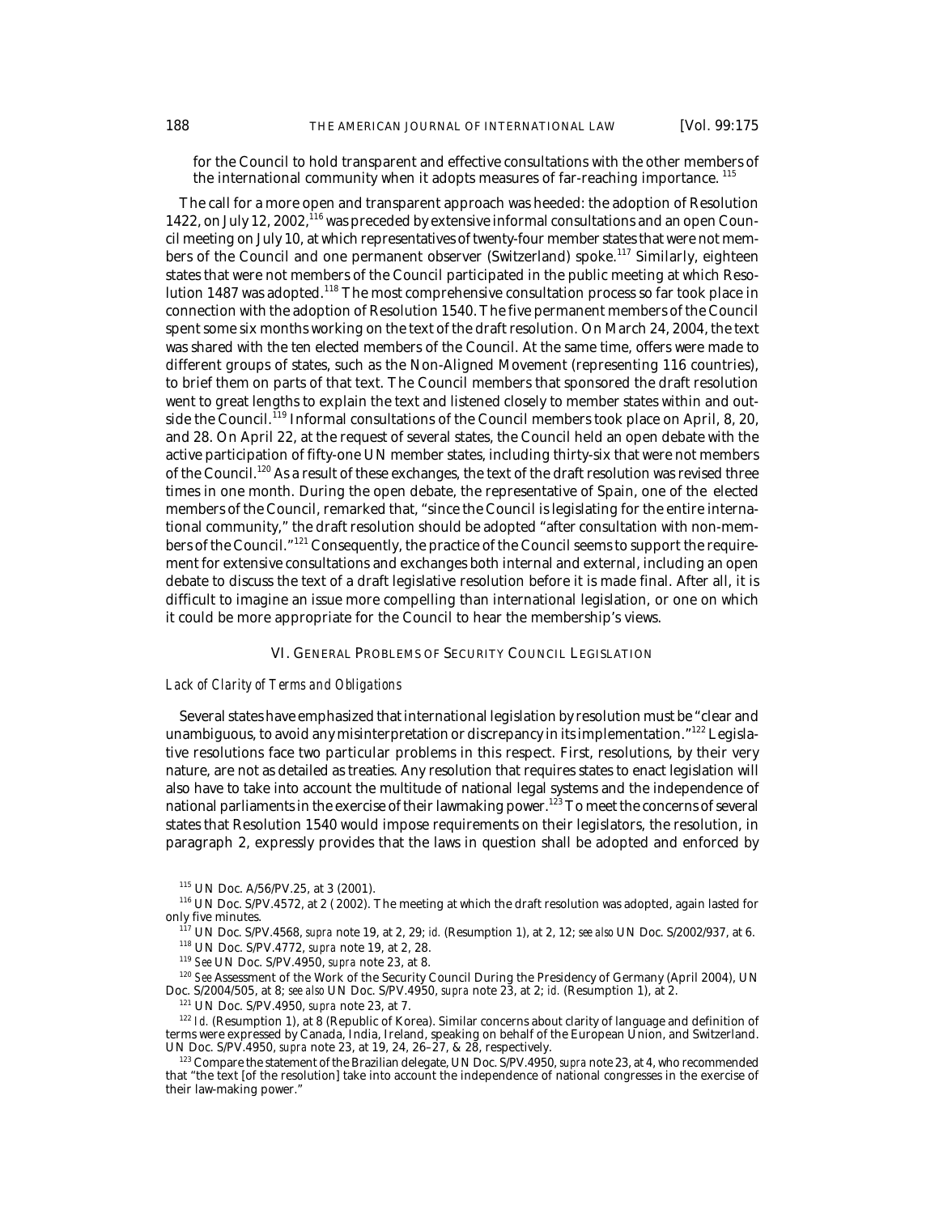for the Council to hold transparent and effective consultations with the other members of the international community when it adopts measures of far-reaching importance. [115]

The call for a more open and transparent approach was heeded: the adoption of Resolution 1422, on July 12, 2002,[116] was preceded by extensive informal consultations and an open Council meeting on July 10, at which representatives of twenty-four member states that were not members of the Council and one permanent observer (Switzerland) spoke.[117] Similarly, eighteen states that were not members of the Council participated in the public meeting at which Resolution 1487 was adopted.[118] The most comprehensive consultation process so far took place in connection with the adoption of Resolution 1540. The five permanent members of the Council spent some six months working on the text of the draft resolution. On March 24, 2004, the text was shared with the ten elected members of the Council. At the same time, offers were made to different groups of states, such as the Non-Aligned Movement (representing 116 countries), to brief them on parts of that text. The Council members that sponsored the draft resolution went to great lengths to explain the text and listened closely to member states within and outside the Council.[119] Informal consultations of the Council members took place on April, 8, 20, and 28. On April 22, at the request of several states, the Council held an open debate with the active participation of fifty-one UN member states, including thirty-six that were not members of the Council.[120] As a result of these exchanges, the text of the draft resolution was revised three times in one month. During the open debate, the representative of Spain, one of the elected members of the Council, remarked that, "since the Council is legislating for the entire international community," the draft resolution should be adopted "after consultation with non-members of the Council."[121] Consequently, the practice of the Council seems to support the requirement for extensive consultations and exchanges both internal and external, including an open debate to discuss the text of a draft legislative resolution before it is made final. After all, it is difficult to imagine an issue more compelling than international legislation, or one on which it could be more appropriate for the Council to hear the membership's views.

## VI. General Problems of Security Council Legislation

### *Lack of Clarity of Terms and Obligations*

Several states have emphasized that international legislation by resolution must be "clear and unambiguous, to avoid any misinterpretation or discrepancy in its implementation."[122] Legislative resolutions face two particular problems in this respect. First, resolutions, by their very nature, are not as detailed as treaties. Any resolution that requires states to enact legislation will also have to take into account the multitude of national legal systems and the independence of national parliaments in the exercise of their lawmaking power.[123] To meet the concerns of several states that Resolution 1540 would impose requirements on their legislators, the resolution, in paragraph 2, expressly provides that the laws in question shall be adopted and enforced by

---

[115] UN Doc. A/56/PV.25, at 3 (2001).

[116] UN Doc. S/PV.4572, at 2 ( 2002). The meeting at which the draft resolution was adopted, again lasted for only five minutes.

[117] UN Doc. S/PV.4568, *supra* note 19, at 2, 29; *id.* (Resumption 1), at 2, 12; *see also* UN Doc. S/2002/937, at 6.

[118] UN Doc. S/PV.4772, *supra* note 19, at 2, 28.

[119] *See* UN Doc. S/PV.4950, *supra* note 23, at 8.

[120] *See* Assessment of the Work of the Security Council During the Presidency of Germany (April 2004), UN Doc. S/2004/505, at 8; *see also* UN Doc. S/PV.4950, *supra* note 23, at 2; *id.* (Resumption 1), at 2.

[121] UN Doc. S/PV.4950, *supra* note 23, at 7.

[122] *Id.* (Resumption 1), at 8 (Republic of Korea). Similar concerns about clarity of language and definition of terms were expressed by Canada, India, Ireland, speaking on behalf of the European Union, and Switzerland. UN Doc. S/PV.4950, *supra* note 23, at 19, 24, 26–27, & 28, respectively.

[123] Compare the statement of the Brazilian delegate, UN Doc. S/PV.4950, *supra* note 23, at 4, who recommended that "the text [of the resolution] take into account the independence of national congresses in the exercise of their law-making power."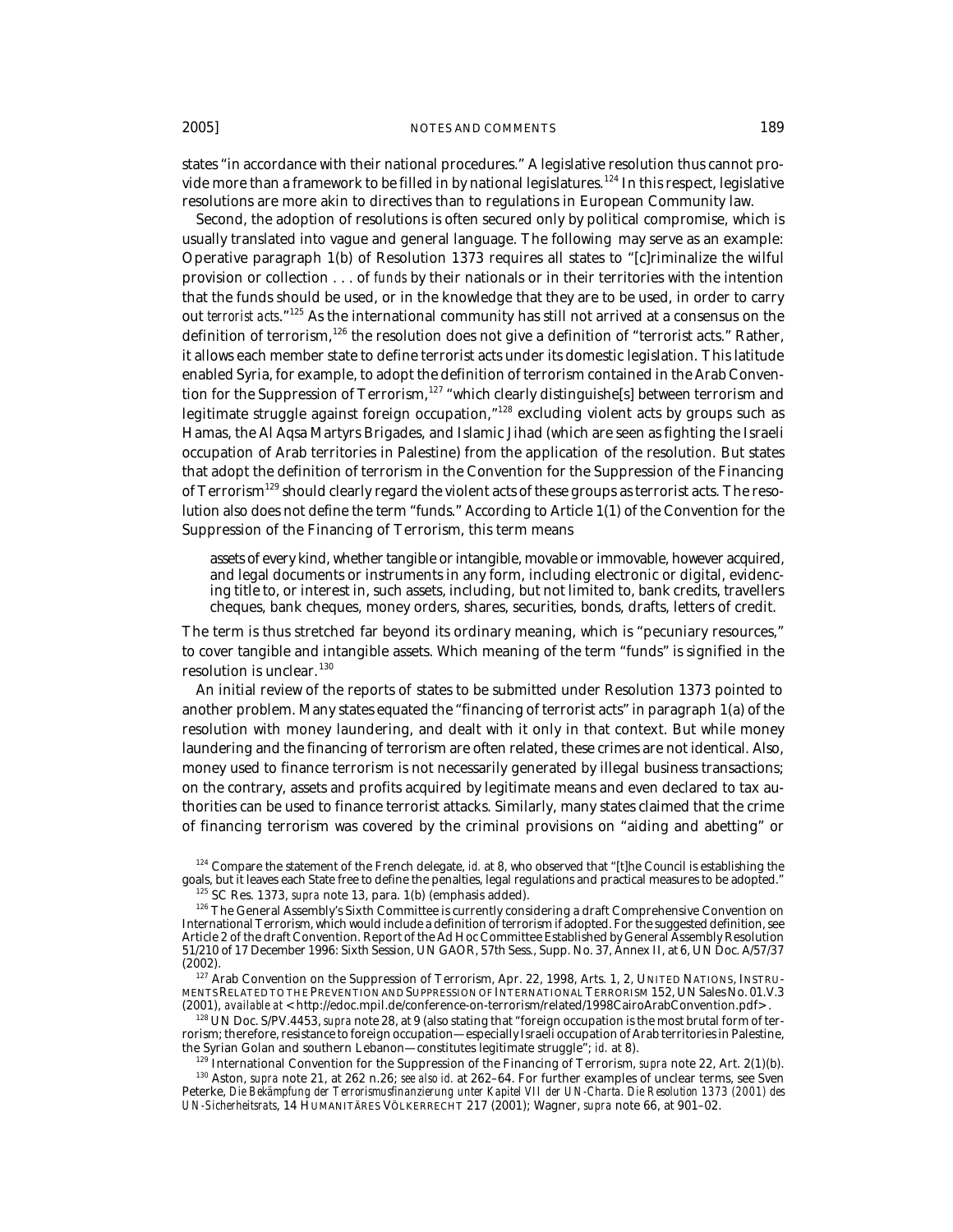states "in accordance with their national procedures." A legislative resolution thus cannot provide more than a framework to be filled in by national legislatures.[124] In this respect, legislative resolutions are more akin to directives than to regulations in European Community law.

Second, the adoption of resolutions is often secured only by political compromise, which is usually translated into vague and general language. The following may serve as an example: Operative paragraph 1(b) of Resolution 1373 requires all states to "[c]riminalize the wilful provision or collection . . . of *funds* by their nationals or in their territories with the intention that the funds should be used, or in the knowledge that they are to be used, in order to carry out *terrorist acts*."[125] As the international community has still not arrived at a consensus on the definition of terrorism,[126] the resolution does not give a definition of "terrorist acts." Rather, it allows each member state to define terrorist acts under its domestic legislation. This latitude enabled Syria, for example, to adopt the definition of terrorism contained in the Arab Convention for the Suppression of Terrorism,[127] "which clearly distinguishe[s] between terrorism and legitimate struggle against foreign occupation,"[128] excluding violent acts by groups such as Hamas, the Al Aqsa Martyrs Brigades, and Islamic Jihad (which are seen as fighting the Israeli occupation of Arab territories in Palestine) from the application of the resolution. But states that adopt the definition of terrorism in the Convention for the Suppression of the Financing of Terrorism[129] should clearly regard the violent acts of these groups as terrorist acts. The resolution also does not define the term "funds." According to Article 1(1) of the Convention for the Suppression of the Financing of Terrorism, this term means

> assets of every kind, whether tangible or intangible, movable or immovable, however acquired, and legal documents or instruments in any form, including electronic or digital, evidencing title to, or interest in, such assets, including, but not limited to, bank credits, travellers cheques, bank cheques, money orders, shares, securities, bonds, drafts, letters of credit.

The term is thus stretched far beyond its ordinary meaning, which is "pecuniary resources," to cover tangible and intangible assets. Which meaning of the term "funds" is signified in the resolution is unclear.[130]

An initial review of the reports of states to be submitted under Resolution 1373 pointed to another problem. Many states equated the "financing of terrorist acts" in paragraph 1(a) of the resolution with money laundering, and dealt with it only in that context. But while money laundering and the financing of terrorism are often related, these crimes are not identical. Also, money used to finance terrorism is not necessarily generated by illegal business transactions; on the contrary, assets and profits acquired by legitimate means and even declared to tax authorities can be used to finance terrorist attacks. Similarly, many states claimed that the crime of financing terrorism was covered by the criminal provisions on "aiding and abetting" or

---

[124] Compare the statement of the French delegate, *id.* at 8, who observed that "[t]he Council is establishing the goals, but it leaves each State free to define the penalties, legal regulations and practical measures to be adopted."

[125] SC Res. 1373, *supra* note 13, para. 1(b) (emphasis added).

[126] The General Assembly's Sixth Committee is currently considering a draft Comprehensive Convention on International Terrorism, which would include a definition of terrorism if adopted. For the suggested definition, see Article 2 of the draft Convention. Report of the Ad Hoc Committee Established by General Assembly Resolution 51/210 of 17 December 1996: Sixth Session, UN GAOR, 57th Sess., Supp. No. 37, Annex II, at 6, UN Doc. A/57/37 (2002).

[127] Arab Convention on the Suppression of Terrorism, Apr. 22, 1998, Arts. 1, 2, UNITED NATIONS, INSTRUMENTS RELATED TO THE PREVENTION AND SUPPRESSION OF INTERNATIONAL TERRORISM 152, UN Sales No. 01.V.3 (2001), *available at* <http://edoc.mpil.de/conference-on-terrorism/related/1998CairoArabConvention.pdf>.

[128] UN Doc. S/PV.4453, *supra* note 28, at 9 (also stating that "foreign occupation is the most brutal form of terrorism; therefore, resistance to foreign occupation—especially Israeli occupation of Arab territories in Palestine, the Syrian Golan and southern Lebanon—constitutes legitimate struggle"; *id.* at 8).

[129] International Convention for the Suppression of the Financing of Terrorism, *supra* note 22, Art. 2(1)(b).

[130] Aston, *supra* note 21, at 262 n.26; *see also id.* at 262–64. For further examples of unclear terms, see Sven Peterke, *Die Bekämpfung der Terrorismusfinanzierung unter Kapitel VII der UN-Charta. Die Resolution 1373 (2001) des UN-Sicherheitsrats*, 14 HUMANITÄRES VÖLKERRECHT 217 (2001); Wagner, *supra* note 66, at 901–02.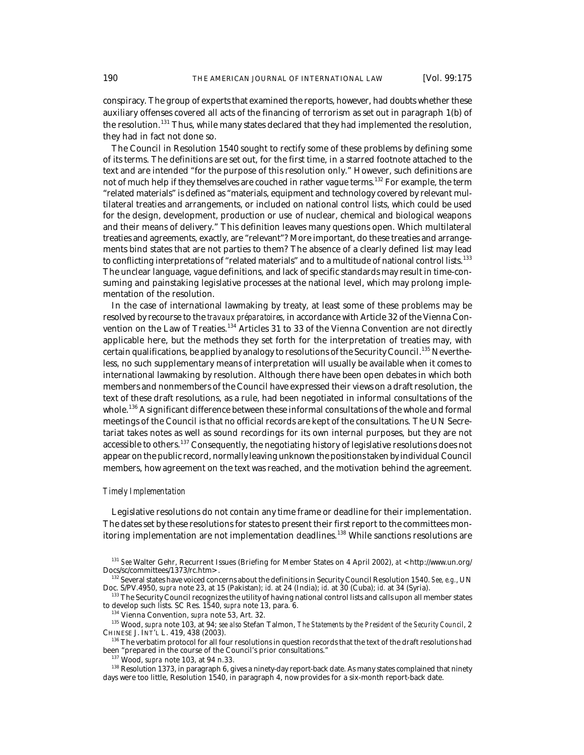conspiracy. The group of experts that examined the reports, however, had doubts whether these auxiliary offenses covered all acts of the financing of terrorism as set out in paragraph 1(b) of the resolution.[131] Thus, while many states declared that they had implemented the resolution, they had in fact not done so.

The Council in Resolution 1540 sought to rectify some of these problems by defining some of its terms. The definitions are set out, for the first time, in a starred footnote attached to the text and are intended "for the purpose of this resolution only." However, such definitions are not of much help if they themselves are couched in rather vague terms.[132] For example, the term "related materials" is defined as "materials, equipment and technology covered by relevant multilateral treaties and arrangements, or included on national control lists, which could be used for the design, development, production or use of nuclear, chemical and biological weapons and their means of delivery." This definition leaves many questions open. Which multilateral treaties and agreements, exactly, are "relevant"? More important, do these treaties and arrangements bind states that are not parties to them? The absence of a clearly defined list may lead to conflicting interpretations of "related materials" and to a multitude of national control lists.[133] The unclear language, vague definitions, and lack of specific standards may result in time-consuming and painstaking legislative processes at the national level, which may prolong implementation of the resolution.

In the case of international lawmaking by treaty, at least some of these problems may be resolved by recourse to the *travaux préparatoires*, in accordance with Article 32 of the Vienna Convention on the Law of Treaties.[134] Articles 31 to 33 of the Vienna Convention are not directly applicable here, but the methods they set forth for the interpretation of treaties may, with certain qualifications, be applied by analogy to resolutions of the Security Council.[135] Nevertheless, no such supplementary means of interpretation will usually be available when it comes to international lawmaking by resolution. Although there have been open debates in which both members and nonmembers of the Council have expressed their views on a draft resolution, the text of these draft resolutions, as a rule, had been negotiated in informal consultations of the whole.[136] A significant difference between these informal consultations of the whole and formal meetings of the Council is that no official records are kept of the consultations. The UN Secretariat takes notes as well as sound recordings for its own internal purposes, but they are not accessible to others.[137] Consequently, the negotiating history of legislative resolutions does not appear on the public record, normally leaving unknown the positions taken by individual Council members, how agreement on the text was reached, and the motivation behind the agreement.

### *Timely Implementation*

Legislative resolutions do not contain any time frame or deadline for their implementation. The dates set by these resolutions for states to present their first report to the committees monitoring implementation are not implementation deadlines.[138] While sanctions resolutions are

---

[131] *See* Walter Gehr, Recurrent Issues (Briefing for Member States on 4 April 2002), *at* <http://www.un.org/Docs/sc/committees/1373/rc.htm>.

[132] Several states have voiced concerns about the definitions in Security Council Resolution 1540. *See, e.g.*, UN Doc. S/PV.4950, *supra* note 23, at 15 (Pakistan); *id.* at 24 (India); *id.* at 30 (Cuba); *id.* at 34 (Syria).

[133] The Security Council recognizes the utility of having national control lists and calls upon all member states to develop such lists. SC Res. 1540, *supra* note 13, para. 6.

[134] Vienna Convention, *supra* note 53, Art. 32.

[135] Wood, *supra* note 103, at 94; *see also* Stefan Talmon, *The Statements by the President of the Security Council*, 2 CHINESE J. INT'L L. 419, 438 (2003).

[136] The verbatim protocol for all four resolutions in question records that the text of the draft resolutions had been "prepared in the course of the Council's prior consultations."

[137] Wood, *supra* note 103, at 94 n.33.

[138] Resolution 1373, in paragraph 6, gives a ninety-day report-back date. As many states complained that ninety days were too little, Resolution 1540, in paragraph 4, now provides for a six-month report-back date.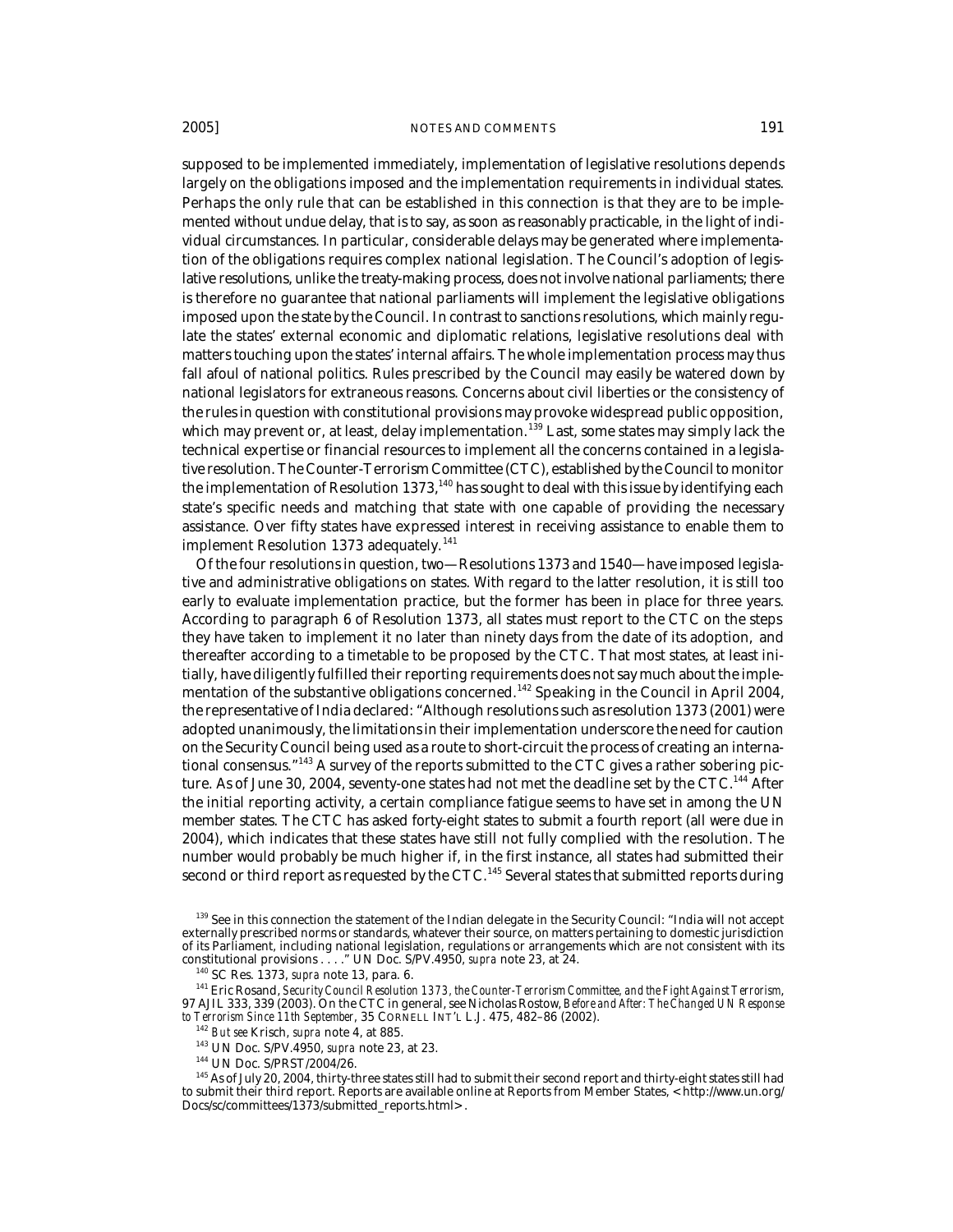supposed to be implemented immediately, implementation of legislative resolutions depends largely on the obligations imposed and the implementation requirements in individual states. Perhaps the only rule that can be established in this connection is that they are to be implemented without undue delay, that is to say, as soon as reasonably practicable, in the light of individual circumstances. In particular, considerable delays may be generated where implementation of the obligations requires complex national legislation. The Council's adoption of legislative resolutions, unlike the treaty-making process, does not involve national parliaments; there is therefore no guarantee that national parliaments will implement the legislative obligations imposed upon the state by the Council. In contrast to sanctions resolutions, which mainly regulate the states' external economic and diplomatic relations, legislative resolutions deal with matters touching upon the states' internal affairs. The whole implementation process may thus fall afoul of national politics. Rules prescribed by the Council may easily be watered down by national legislators for extraneous reasons. Concerns about civil liberties or the consistency of the rules in question with constitutional provisions may provoke widespread public opposition, which may prevent or, at least, delay implementation.[139] Last, some states may simply lack the technical expertise or financial resources to implement all the concerns contained in a legislative resolution. The Counter-Terrorism Committee (CTC), established by the Council to monitor the implementation of Resolution 1373,[140] has sought to deal with this issue by identifying each state's specific needs and matching that state with one capable of providing the necessary assistance. Over fifty states have expressed interest in receiving assistance to enable them to implement Resolution 1373 adequately.[141]

Of the four resolutions in question, two—Resolutions 1373 and 1540—have imposed legislative and administrative obligations on states. With regard to the latter resolution, it is still too early to evaluate implementation practice, but the former has been in place for three years. According to paragraph 6 of Resolution 1373, all states must report to the CTC on the steps they have taken to implement it no later than ninety days from the date of its adoption, and thereafter according to a timetable to be proposed by the CTC. That most states, at least initially, have diligently fulfilled their reporting requirements does not say much about the implementation of the substantive obligations concerned.[142] Speaking in the Council in April 2004, the representative of India declared: "Although resolutions such as resolution 1373 (2001) were adopted unanimously, the limitations in their implementation underscore the need for caution on the Security Council being used as a route to short-circuit the process of creating an international consensus."[143] A survey of the reports submitted to the CTC gives a rather sobering picture. As of June 30, 2004, seventy-one states had not met the deadline set by the CTC.[144] After the initial reporting activity, a certain compliance fatigue seems to have set in among the UN member states. The CTC has asked forty-eight states to submit a fourth report (all were due in 2004), which indicates that these states have still not fully complied with the resolution. The number would probably be much higher if, in the first instance, all states had submitted their second or third report as requested by the CTC.[145] Several states that submitted reports during

---

[139] See in this connection the statement of the Indian delegate in the Security Council: "India will not accept externally prescribed norms or standards, whatever their source, on matters pertaining to domestic jurisdiction of its Parliament, including national legislation, regulations or arrangements which are not consistent with its constitutional provisions . . . ." UN Doc. S/PV.4950, *supra* note 23, at 24.

[140] SC Res. 1373, *supra* note 13, para. 6.

[141] Eric Rosand, *Security Council Resolution 1373, the Counter-Terrorism Committee, and the Fight Against Terrorism*, 97 AJIL 333, 339 (2003). On the CTC in general, see Nicholas Rostow, *Before and After: The Changed UN Response to Terrorism Since 11th September*, 35 CORNELL INT'L L.J. 475, 482–86 (2002).

[142] *But see* Krisch, *supra* note 4, at 885.

[143] UN Doc. S/PV.4950, *supra* note 23, at 23.

[144] UN Doc. S/PRST/2004/26.

[145] As of July 20, 2004, thirty-three states still had to submit their second report and thirty-eight states still had to submit their third report. Reports are available online at Reports from Member States, <http://www.un.org/Docs/sc/committees/1373/submitted_reports.html>.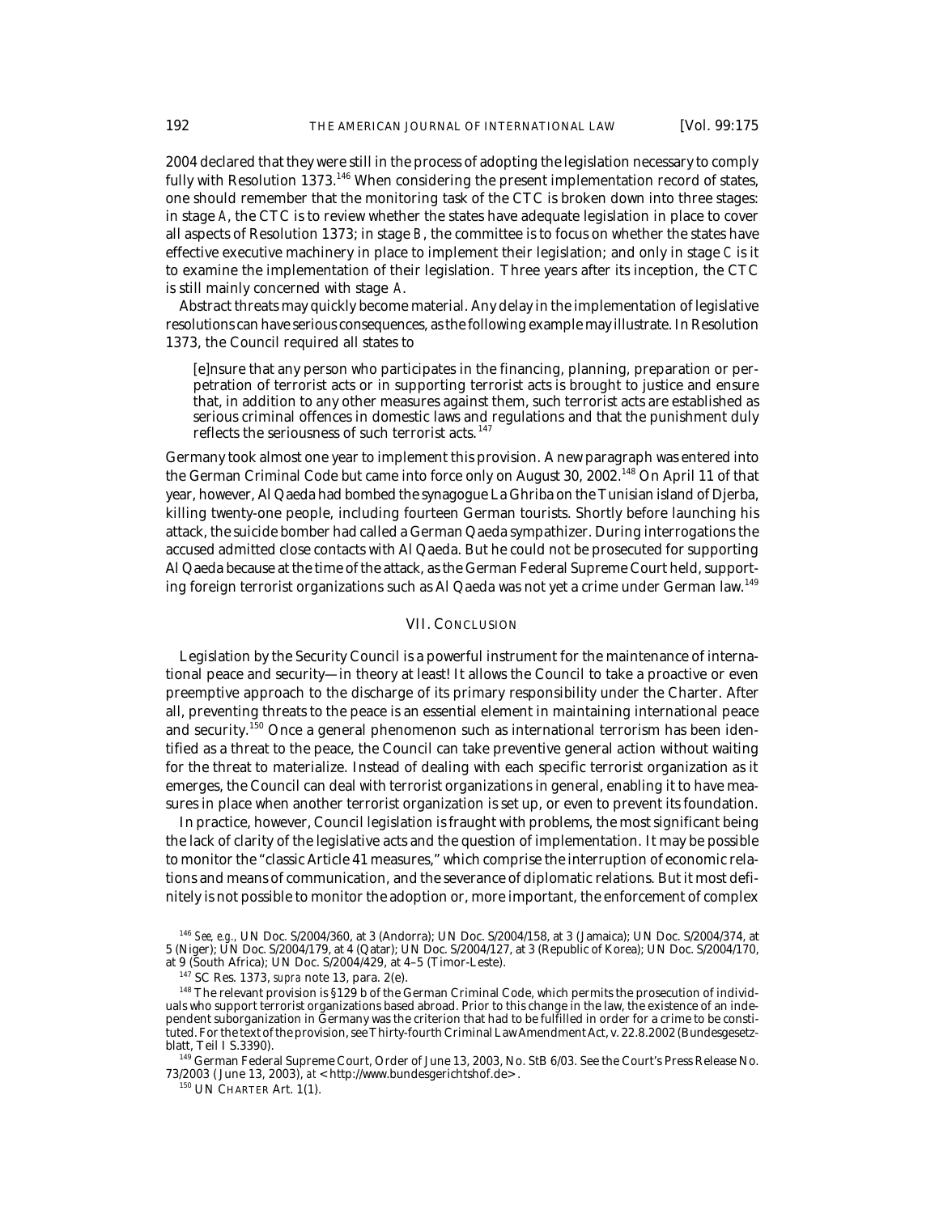2004 declared that they were still in the process of adopting the legislation necessary to comply fully with Resolution 1373.[146] When considering the present implementation record of states, one should remember that the monitoring task of the CTC is broken down into three stages: in stage *A*, the CTC is to review whether the states have adequate legislation in place to cover all aspects of Resolution 1373; in stage *B*, the committee is to focus on whether the states have effective executive machinery in place to implement their legislation; and only in stage *C* is it to examine the implementation of their legislation. Three years after its inception, the CTC is still mainly concerned with stage *A*.

Abstract threats may quickly become material. Any delay in the implementation of legislative resolutions can have serious consequences, as the following example may illustrate. In Resolution 1373, the Council required all states to

> [e]nsure that any person who participates in the financing, planning, preparation or perpetration of terrorist acts or in supporting terrorist acts is brought to justice and ensure that, in addition to any other measures against them, such terrorist acts are established as serious criminal offences in domestic laws and regulations and that the punishment duly reflects the seriousness of such terrorist acts.[147]

Germany took almost one year to implement this provision. A new paragraph was entered into the German Criminal Code but came into force only on August 30, 2002.[148] On April 11 of that year, however, Al Qaeda had bombed the synagogue La Ghriba on the Tunisian island of Djerba, killing twenty-one people, including fourteen German tourists. Shortly before launching his attack, the suicide bomber had called a German Qaeda sympathizer. During interrogations the accused admitted close contacts with Al Qaeda. But he could not be prosecuted for supporting Al Qaeda because at the time of the attack, as the German Federal Supreme Court held, supporting foreign terrorist organizations such as Al Qaeda was not yet a crime under German law.[149]

## VII. Conclusion

Legislation by the Security Council is a powerful instrument for the maintenance of international peace and security—in theory at least! It allows the Council to take a proactive or even preemptive approach to the discharge of its primary responsibility under the Charter. After all, preventing threats to the peace is an essential element in maintaining international peace and security.[150] Once a general phenomenon such as international terrorism has been identified as a threat to the peace, the Council can take preventive general action without waiting for the threat to materialize. Instead of dealing with each specific terrorist organization as it emerges, the Council can deal with terrorist organizations in general, enabling it to have measures in place when another terrorist organization is set up, or even to prevent its foundation.

In practice, however, Council legislation is fraught with problems, the most significant being the lack of clarity of the legislative acts and the question of implementation. It may be possible to monitor the "classic Article 41 measures," which comprise the interruption of economic relations and means of communication, and the severance of diplomatic relations. But it most definitely is not possible to monitor the adoption or, more important, the enforcement of complex

---

[146] *See, e.g.*, UN Doc. S/2004/360, at 3 (Andorra); UN Doc. S/2004/158, at 3 (Jamaica); UN Doc. S/2004/374, at 5 (Niger); UN Doc. S/2004/179, at 4 (Qatar); UN Doc. S/2004/127, at 3 (Republic of Korea); UN Doc. S/2004/170, at 9 (South Africa); UN Doc. S/2004/429, at 4–5 (Timor-Leste).

[147] SC Res. 1373, *supra* note 13, para. 2(e).

[148] The relevant provision is §129 b of the German Criminal Code, which permits the prosecution of individuals who support terrorist organizations based abroad. Prior to this change in the law, the existence of an independent suborganization in Germany was the criterion that had to be fulfilled in order for a crime to be constituted. For the text of the provision, see Thirty-fourth Criminal Law Amendment Act, v. 22.8.2002 (Bundesgesetzblatt, Teil I S.3390).

[149] German Federal Supreme Court, Order of June 13, 2003, No. StB 6/03. See the Court's Press Release No. 73/2003 (June 13, 2003), *at* <http://www.bundesgerichtshof.de>.

[150] UN Charter Art. 1(1).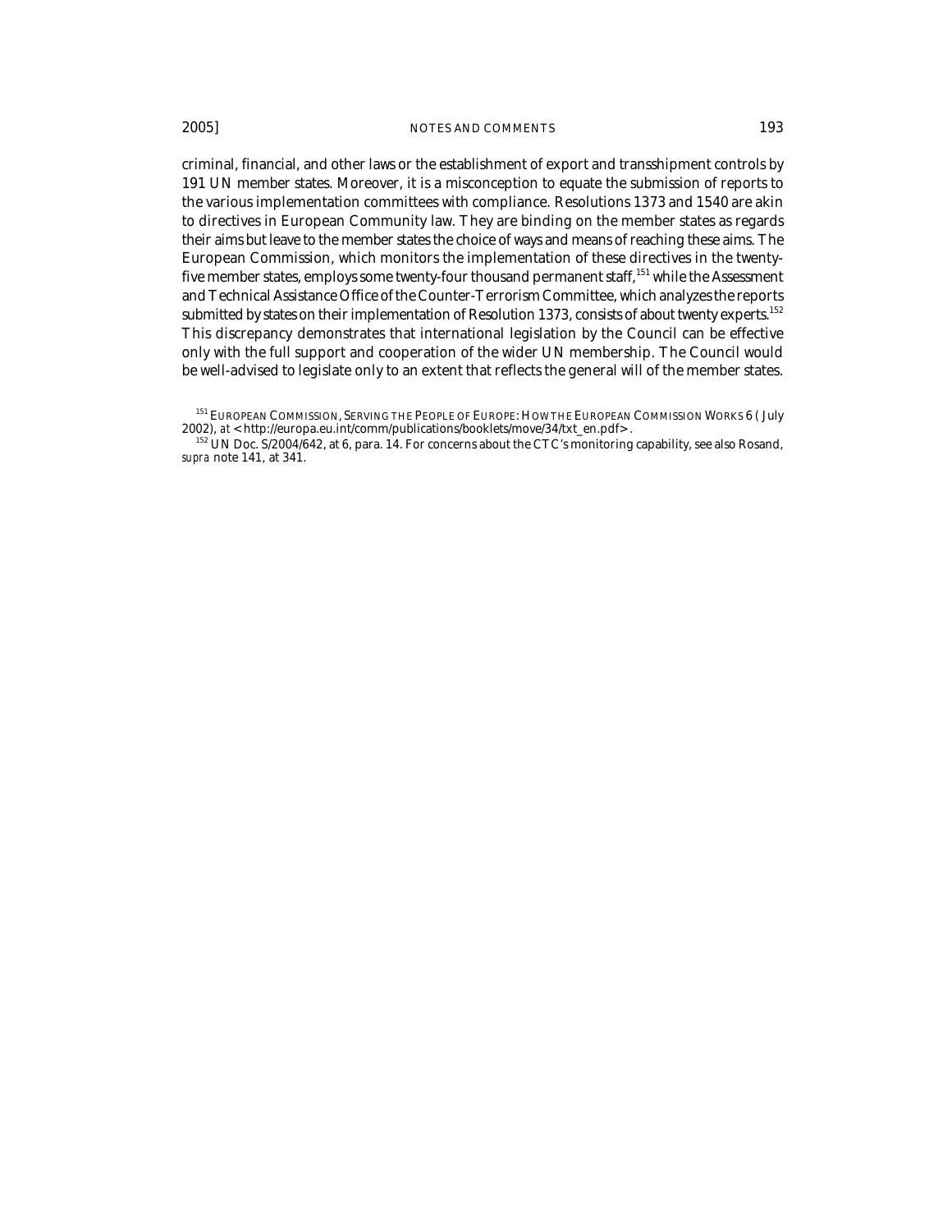criminal, financial, and other laws or the establishment of export and transshipment controls by 191 UN member states. Moreover, it is a misconception to equate the submission of reports to the various implementation committees with compliance. Resolutions 1373 and 1540 are akin to directives in European Community law. They are binding on the member states as regards their aims but leave to the member states the choice of ways and means of reaching these aims. The European Commission, which monitors the implementation of these directives in the twenty-five member states, employs some twenty-four thousand permanent staff,[151] while the Assessment and Technical Assistance Office of the Counter-Terrorism Committee, which analyzes the reports submitted by states on their implementation of Resolution 1373, consists of about twenty experts.[152] This discrepancy demonstrates that international legislation by the Council can be effective only with the full support and cooperation of the wider UN membership. The Council would be well-advised to legislate only to an extent that reflects the general will of the member states.

[151] EUROPEAN COMMISSION, SERVING THE PEOPLE OF EUROPE: HOW THE EUROPEAN COMMISSION WORKS 6 (July 2002), *at* <http://europa.eu.int/comm/publications/booklets/move/34/txt_en.pdf>.

[152] UN Doc. S/2004/642, at 6, para. 14. For concerns about the CTC's monitoring capability, see also Rosand, *supra* note 141, at 341.